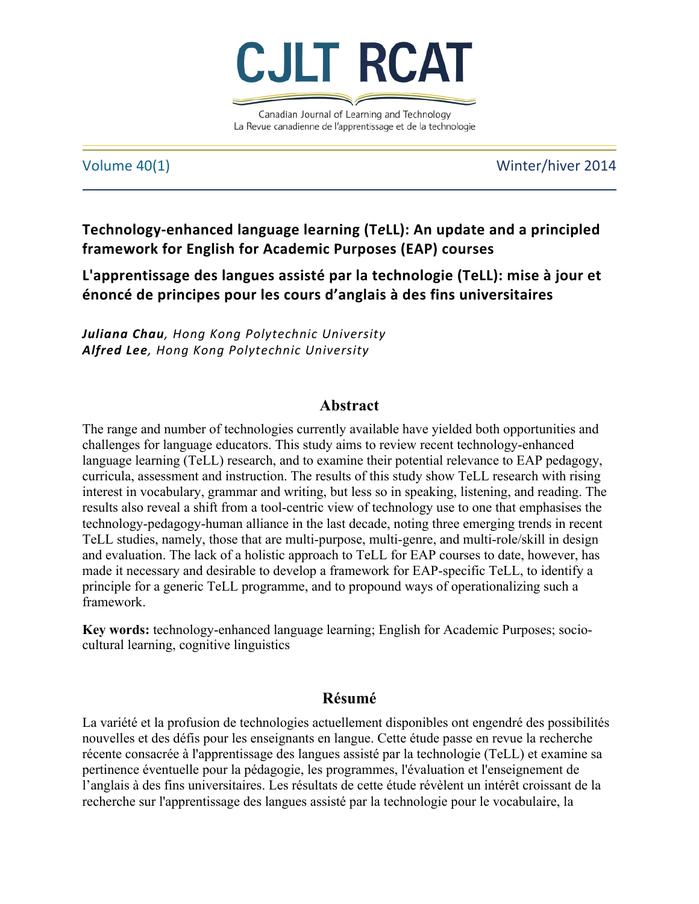# Technology-enhanced language learning (T*e*LL): An update and a principled framework for English for Academic Purposes (EAP) courses

# L'apprentissage des langues assisté par la technologie (TeLL): mise à jour et énoncé de principes pour les cours d'anglais à des fins universitaires

***Juliana Chau**, Hong Kong Polytechnic University*
***Alfred Lee**, Hong Kong Polytechnic University*

## Abstract

The range and number of technologies currently available have yielded both opportunities and challenges for language educators. This study aims to review recent technology-enhanced language learning (TeLL) research, and to examine their potential relevance to EAP pedagogy, curricula, assessment and instruction. The results of this study show TeLL research with rising interest in vocabulary, grammar and writing, but less so in speaking, listening, and reading. The results also reveal a shift from a tool-centric view of technology use to one that emphasises the technology-pedagogy-human alliance in the last decade, noting three emerging trends in recent TeLL studies, namely, those that are multi-purpose, multi-genre, and multi-role/skill in design and evaluation. The lack of a holistic approach to TeLL for EAP courses to date, however, has made it necessary and desirable to develop a framework for EAP-specific TeLL, to identify a principle for a generic TeLL programme, and to propound ways of operationalizing such a framework.

**Key words:** technology-enhanced language learning; English for Academic Purposes; socio-cultural learning, cognitive linguistics

## Résumé

La variété et la profusion de technologies actuellement disponibles ont engendré des possibilités nouvelles et des défis pour les enseignants en langue. Cette étude passe en revue la recherche récente consacrée à l'apprentissage des langues assisté par la technologie (TeLL) et examine sa pertinence éventuelle pour la pédagogie, les programmes, l'évaluation et l'enseignement de l'anglais à des fins universitaires. Les résultats de cette étude révèlent un intérêt croissant de la recherche sur l'apprentissage des langues assisté par la technologie pour le vocabulaire, la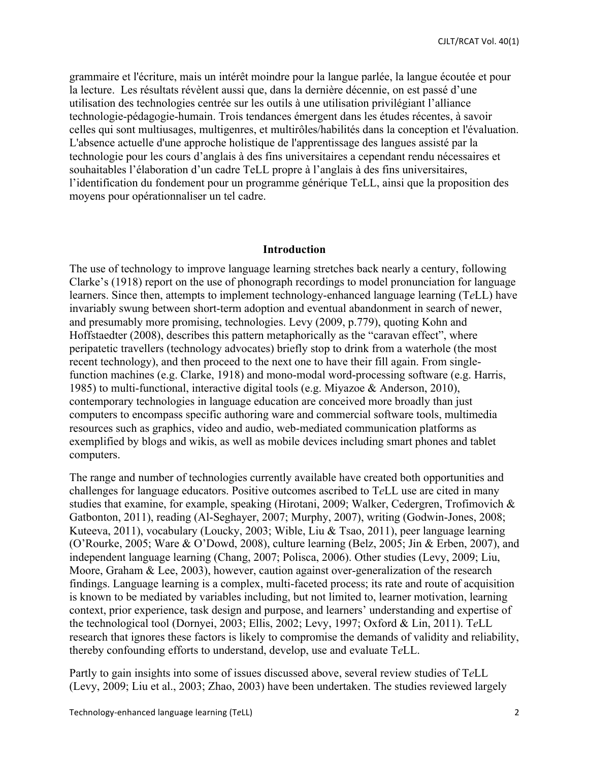grammaire et l'écriture, mais un intérêt moindre pour la langue parlée, la langue écoutée et pour la lecture. Les résultats révèlent aussi que, dans la dernière décennie, on est passé d'une utilisation des technologies centrée sur les outils à une utilisation privilégiant l'alliance technologie-pédagogie-humain. Trois tendances émergent dans les études récentes, à savoir celles qui sont multiusages, multigenres, et multirôles/habilités dans la conception et l'évaluation. L'absence actuelle d'une approche holistique de l'apprentissage des langues assisté par la technologie pour les cours d'anglais à des fins universitaires a cependant rendu nécessaires et souhaitables l'élaboration d'un cadre TeLL propre à l'anglais à des fins universitaires, l'identification du fondement pour un programme générique TeLL, ainsi que la proposition des moyens pour opérationnaliser un tel cadre.

## Introduction

The use of technology to improve language learning stretches back nearly a century, following Clarke's (1918) report on the use of phonograph recordings to model pronunciation for language learners. Since then, attempts to implement technology-enhanced language learning (T*e*LL) have invariably swung between short-term adoption and eventual abandonment in search of newer, and presumably more promising, technologies. Levy (2009, p.779), quoting Kohn and Hoffstaedter (2008), describes this pattern metaphorically as the "caravan effect", where peripatetic travellers (technology advocates) briefly stop to drink from a waterhole (the most recent technology), and then proceed to the next one to have their fill again. From single-function machines (e.g. Clarke, 1918) and mono-modal word-processing software (e.g. Harris, 1985) to multi-functional, interactive digital tools (e.g. Miyazoe & Anderson, 2010), contemporary technologies in language education are conceived more broadly than just computers to encompass specific authoring ware and commercial software tools, multimedia resources such as graphics, video and audio, web-mediated communication platforms as exemplified by blogs and wikis, as well as mobile devices including smart phones and tablet computers.

The range and number of technologies currently available have created both opportunities and challenges for language educators. Positive outcomes ascribed to T*e*LL use are cited in many studies that examine, for example, speaking (Hirotani, 2009; Walker, Cedergren, Trofimovich & Gatbonton, 2011), reading (Al-Seghayer, 2007; Murphy, 2007), writing (Godwin-Jones, 2008; Kuteeva, 2011), vocabulary (Loucky, 2003; Wible, Liu & Tsao, 2011), peer language learning (O'Rourke, 2005; Ware & O'Dowd, 2008), culture learning (Belz, 2005; Jin & Erben, 2007), and independent language learning (Chang, 2007; Polisca, 2006). Other studies (Levy, 2009; Liu, Moore, Graham & Lee, 2003), however, caution against over-generalization of the research findings. Language learning is a complex, multi-faceted process; its rate and route of acquisition is known to be mediated by variables including, but not limited to, learner motivation, learning context, prior experience, task design and purpose, and learners' understanding and expertise of the technological tool (Dornyei, 2003; Ellis, 2002; Levy, 1997; Oxford & Lin, 2011). T*e*LL research that ignores these factors is likely to compromise the demands of validity and reliability, thereby confounding efforts to understand, develop, use and evaluate T*e*LL.

Partly to gain insights into some of issues discussed above, several review studies of T*e*LL (Levy, 2009; Liu et al., 2003; Zhao, 2003) have been undertaken. The studies reviewed largely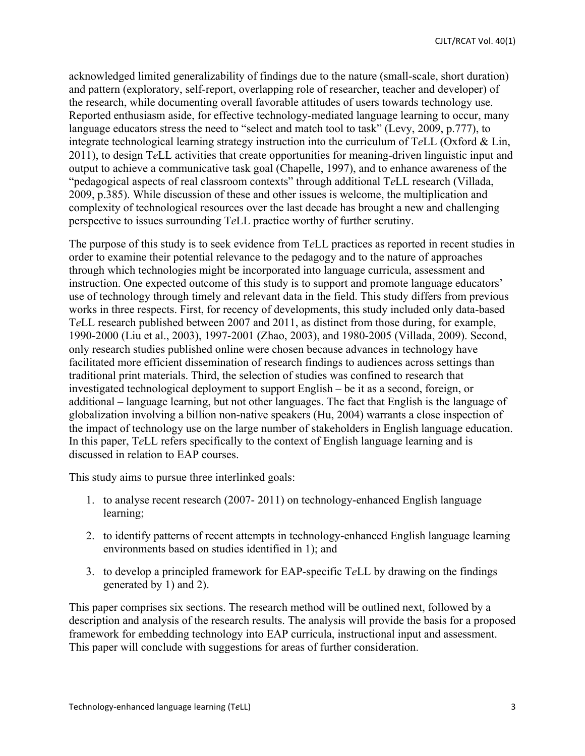acknowledged limited generalizability of findings due to the nature (small-scale, short duration) and pattern (exploratory, self-report, overlapping role of researcher, teacher and developer) of the research, while documenting overall favorable attitudes of users towards technology use. Reported enthusiasm aside, for effective technology-mediated language learning to occur, many language educators stress the need to "select and match tool to task" (Levy, 2009, p.777), to integrate technological learning strategy instruction into the curriculum of T*e*LL (Oxford & Lin, 2011), to design T*e*LL activities that create opportunities for meaning-driven linguistic input and output to achieve a communicative task goal (Chapelle, 1997), and to enhance awareness of the "pedagogical aspects of real classroom contexts" through additional T*e*LL research (Villada, 2009, p.385). While discussion of these and other issues is welcome, the multiplication and complexity of technological resources over the last decade has brought a new and challenging perspective to issues surrounding T*e*LL practice worthy of further scrutiny.

The purpose of this study is to seek evidence from T*e*LL practices as reported in recent studies in order to examine their potential relevance to the pedagogy and to the nature of approaches through which technologies might be incorporated into language curricula, assessment and instruction. One expected outcome of this study is to support and promote language educators' use of technology through timely and relevant data in the field. This study differs from previous works in three respects. First, for recency of developments, this study included only data-based T*e*LL research published between 2007 and 2011, as distinct from those during, for example, 1990-2000 (Liu et al., 2003), 1997-2001 (Zhao, 2003), and 1980-2005 (Villada, 2009). Second, only research studies published online were chosen because advances in technology have facilitated more efficient dissemination of research findings to audiences across settings than traditional print materials. Third, the selection of studies was confined to research that investigated technological deployment to support English – be it as a second, foreign, or additional – language learning, but not other languages. The fact that English is the language of globalization involving a billion non-native speakers (Hu, 2004) warrants a close inspection of the impact of technology use on the large number of stakeholders in English language education. In this paper, T*e*LL refers specifically to the context of English language learning and is discussed in relation to EAP courses.

This study aims to pursue three interlinked goals:

1. to analyse recent research (2007- 2011) on technology-enhanced English language learning;
2. to identify patterns of recent attempts in technology-enhanced English language learning environments based on studies identified in 1); and
3. to develop a principled framework for EAP-specific T*e*LL by drawing on the findings generated by 1) and 2).

This paper comprises six sections. The research method will be outlined next, followed by a description and analysis of the research results. The analysis will provide the basis for a proposed framework for embedding technology into EAP curricula, instructional input and assessment. This paper will conclude with suggestions for areas of further consideration.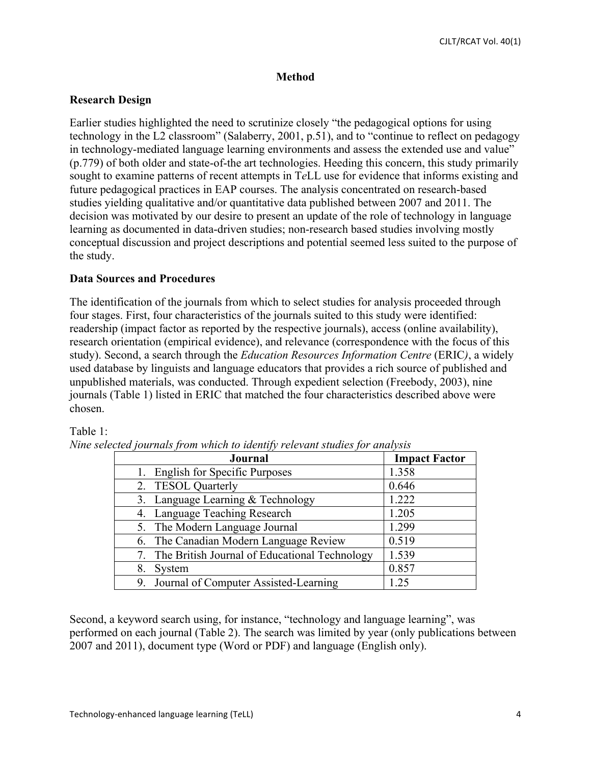## Method

### Research Design

Earlier studies highlighted the need to scrutinize closely "the pedagogical options for using technology in the L2 classroom" (Salaberry, 2001, p.51), and to "continue to reflect on pedagogy in technology-mediated language learning environments and assess the extended use and value" (p.779) of both older and state-of-the art technologies. Heeding this concern, this study primarily sought to examine patterns of recent attempts in T*e*LL use for evidence that informs existing and future pedagogical practices in EAP courses. The analysis concentrated on research-based studies yielding qualitative and/or quantitative data published between 2007 and 2011. The decision was motivated by our desire to present an update of the role of technology in language learning as documented in data-driven studies; non-research based studies involving mostly conceptual discussion and project descriptions and potential seemed less suited to the purpose of the study.

### Data Sources and Procedures

The identification of the journals from which to select studies for analysis proceeded through four stages. First, four characteristics of the journals suited to this study were identified: readership (impact factor as reported by the respective journals), access (online availability), research orientation (empirical evidence), and relevance (correspondence with the focus of this study). Second, a search through the *Education Resources Information Centre* (ERIC*)*, a widely used database by linguists and language educators that provides a rich source of published and unpublished materials, was conducted. Through expedient selection (Freebody, 2003), nine journals (Table 1) listed in ERIC that matched the four characteristics described above were chosen.

Table 1:
*Nine selected journals from which to identify relevant studies for analysis*

| Journal | Impact Factor |
|---|---|
| 1. English for Specific Purposes | 1.358 |
| 2. TESOL Quarterly | 0.646 |
| 3. Language Learning & Technology | 1.222 |
| 4. Language Teaching Research | 1.205 |
| 5. The Modern Language Journal | 1.299 |
| 6. The Canadian Modern Language Review | 0.519 |
| 7. The British Journal of Educational Technology | 1.539 |
| 8. System | 0.857 |
| 9. Journal of Computer Assisted-Learning | 1.25 |

Second, a keyword search using, for instance, "technology and language learning", was performed on each journal (Table 2). The search was limited by year (only publications between 2007 and 2011), document type (Word or PDF) and language (English only).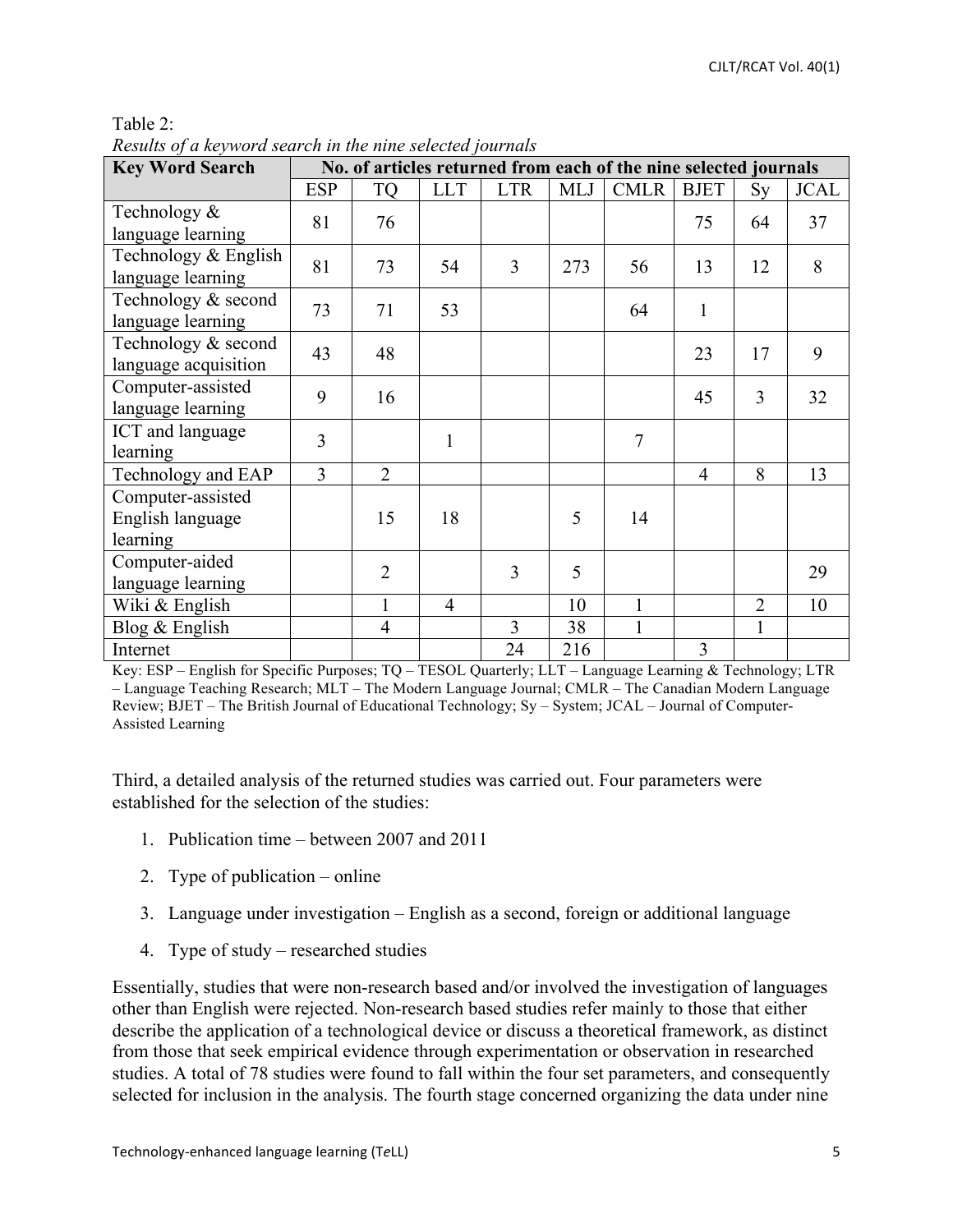Table 2:
*Results of a keyword search in the nine selected journals*

| Key Word Search | No. of articles returned from each of the nine selected journals | | | | | | | | |
|---|---|---|---|---|---|---|---|---|---|
| | ESP | TQ | LLT | LTR | MLJ | CMLR | BJET | Sy | JCAL |
| Technology & language learning | 81 | 76 | | | | | 75 | 64 | 37 |
| Technology & English language learning | 81 | 73 | 54 | 3 | 273 | 56 | 13 | 12 | 8 |
| Technology & second language learning | 73 | 71 | 53 | | | 64 | 1 | | |
| Technology & second language acquisition | 43 | 48 | | | | | 23 | 17 | 9 |
| Computer-assisted language learning | 9 | 16 | | | | | 45 | 3 | 32 |
| ICT and language learning | 3 | | 1 | | | 7 | | | |
| Technology and EAP | 3 | 2 | | | | | 4 | 8 | 13 |
| Computer-assisted English language learning | | 15 | 18 | | 5 | 14 | | | |
| Computer-aided language learning | | 2 | | 3 | 5 | | | | 29 |
| Wiki & English | | 1 | 4 | | 10 | 1 | | 2 | 10 |
| Blog & English | | 4 | | 3 | 38 | 1 | | 1 | |
| Internet | | | | 24 | 216 | | 3 | | |

Key: ESP – English for Specific Purposes; TQ – TESOL Quarterly; LLT – Language Learning & Technology; LTR – Language Teaching Research; MLT – The Modern Language Journal; CMLR – The Canadian Modern Language Review; BJET – The British Journal of Educational Technology; Sy – System; JCAL – Journal of Computer-Assisted Learning

Third, a detailed analysis of the returned studies was carried out. Four parameters were established for the selection of the studies:

1. Publication time – between 2007 and 2011
2. Type of publication – online
3. Language under investigation – English as a second, foreign or additional language
4. Type of study – researched studies

Essentially, studies that were non-research based and/or involved the investigation of languages other than English were rejected. Non-research based studies refer mainly to those that either describe the application of a technological device or discuss a theoretical framework, as distinct from those that seek empirical evidence through experimentation or observation in researched studies. A total of 78 studies were found to fall within the four set parameters, and consequently selected for inclusion in the analysis. The fourth stage concerned organizing the data under nine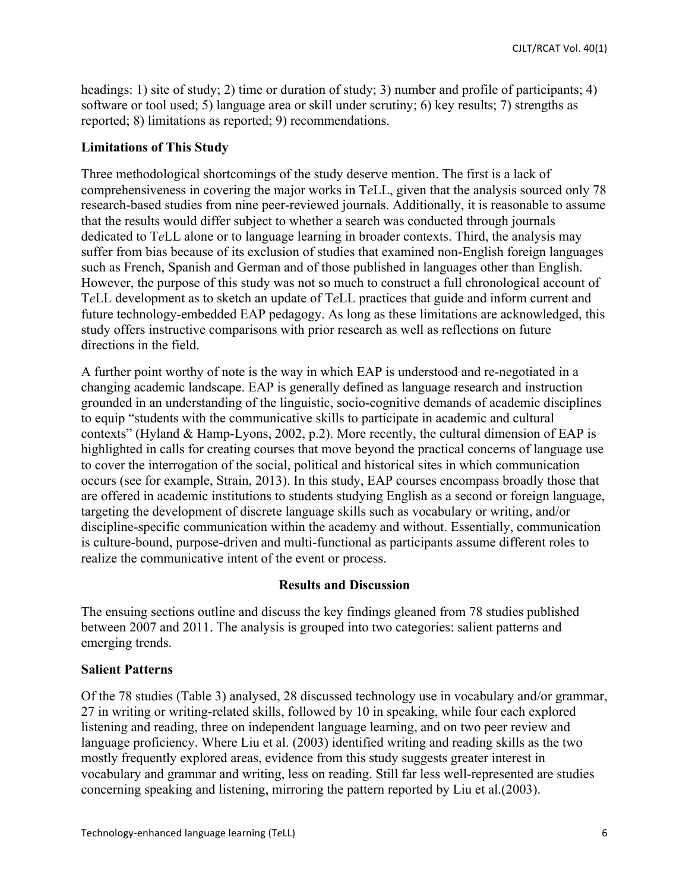headings: 1) site of study; 2) time or duration of study; 3) number and profile of participants; 4) software or tool used; 5) language area or skill under scrutiny; 6) key results; 7) strengths as reported; 8) limitations as reported; 9) recommendations.

### Limitations of This Study

Three methodological shortcomings of the study deserve mention. The first is a lack of comprehensiveness in covering the major works in T*e*LL, given that the analysis sourced only 78 research-based studies from nine peer-reviewed journals. Additionally, it is reasonable to assume that the results would differ subject to whether a search was conducted through journals dedicated to T*e*LL alone or to language learning in broader contexts. Third, the analysis may suffer from bias because of its exclusion of studies that examined non-English foreign languages such as French, Spanish and German and of those published in languages other than English. However, the purpose of this study was not so much to construct a full chronological account of T*e*LL development as to sketch an update of T*e*LL practices that guide and inform current and future technology-embedded EAP pedagogy. As long as these limitations are acknowledged, this study offers instructive comparisons with prior research as well as reflections on future directions in the field.

A further point worthy of note is the way in which EAP is understood and re-negotiated in a changing academic landscape. EAP is generally defined as language research and instruction grounded in an understanding of the linguistic, socio-cognitive demands of academic disciplines to equip "students with the communicative skills to participate in academic and cultural contexts" (Hyland & Hamp-Lyons, 2002, p.2). More recently, the cultural dimension of EAP is highlighted in calls for creating courses that move beyond the practical concerns of language use to cover the interrogation of the social, political and historical sites in which communication occurs (see for example, Strain, 2013). In this study, EAP courses encompass broadly those that are offered in academic institutions to students studying English as a second or foreign language, targeting the development of discrete language skills such as vocabulary or writing, and/or discipline-specific communication within the academy and without. Essentially, communication is culture-bound, purpose-driven and multi-functional as participants assume different roles to realize the communicative intent of the event or process.

## Results and Discussion

The ensuing sections outline and discuss the key findings gleaned from 78 studies published between 2007 and 2011. The analysis is grouped into two categories: salient patterns and emerging trends.

### Salient Patterns

Of the 78 studies (Table 3) analysed, 28 discussed technology use in vocabulary and/or grammar, 27 in writing or writing-related skills, followed by 10 in speaking, while four each explored listening and reading, three on independent language learning, and on two peer review and language proficiency. Where Liu et al. (2003) identified writing and reading skills as the two mostly frequently explored areas, evidence from this study suggests greater interest in vocabulary and grammar and writing, less on reading. Still far less well-represented are studies concerning speaking and listening, mirroring the pattern reported by Liu et al.(2003).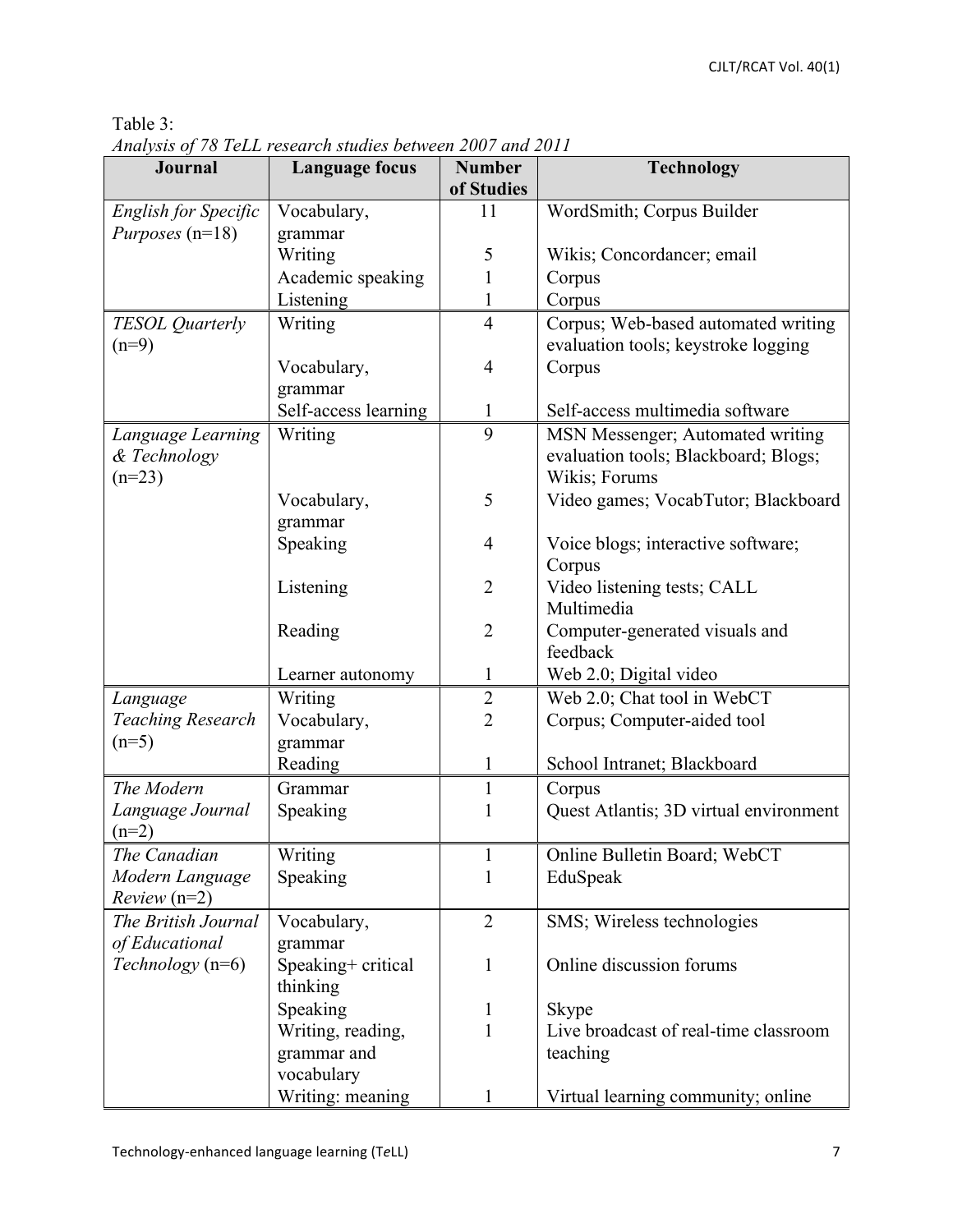Table 3:
*Analysis of 78 TeLL research studies between 2007 and 2011*

| Journal | Language focus | Number of Studies | Technology |
|---|---|---|---|
| *English for Specific Purposes* (n=18) | Vocabulary, grammar | 11 | WordSmith; Corpus Builder |
| | Writing | 5 | Wikis; Concordancer; email |
| | Academic speaking | 1 | Corpus |
| | Listening | 1 | Corpus |
| *TESOL Quarterly* (n=9) | Writing | 4 | Corpus; Web-based automated writing evaluation tools; keystroke logging |
| | Vocabulary, grammar | 4 | Corpus |
| | Self-access learning | 1 | Self-access multimedia software |
| *Language Learning & Technology* (n=23) | Writing | 9 | MSN Messenger; Automated writing evaluation tools; Blackboard; Blogs; Wikis; Forums |
| | Vocabulary, grammar | 5 | Video games; VocabTutor; Blackboard |
| | Speaking | 4 | Voice blogs; interactive software; Corpus |
| | Listening | 2 | Video listening tests; CALL Multimedia |
| | Reading | 2 | Computer-generated visuals and feedback |
| | Learner autonomy | 1 | Web 2.0; Digital video |
| *Language Teaching Research* (n=5) | Writing | 2 | Web 2.0; Chat tool in WebCT |
| | Vocabulary, grammar | 2 | Corpus; Computer-aided tool |
| | Reading | 1 | School Intranet; Blackboard |
| *The Modern Language Journal* (n=2) | Grammar | 1 | Corpus |
| | Speaking | 1 | Quest Atlantis; 3D virtual environment |
| *The Canadian Modern Language Review* (n=2) | Writing | 1 | Online Bulletin Board; WebCT |
| | Speaking | 1 | EduSpeak |
| *The British Journal of Educational Technology* (n=6) | Vocabulary, grammar | 2 | SMS; Wireless technologies |
| | Speaking+ critical thinking | 1 | Online discussion forums |
| | Speaking | 1 | Skype |
| | Writing, reading, grammar and vocabulary | 1 | Live broadcast of real-time classroom teaching |
| | Writing: meaning | 1 | Virtual learning community; online |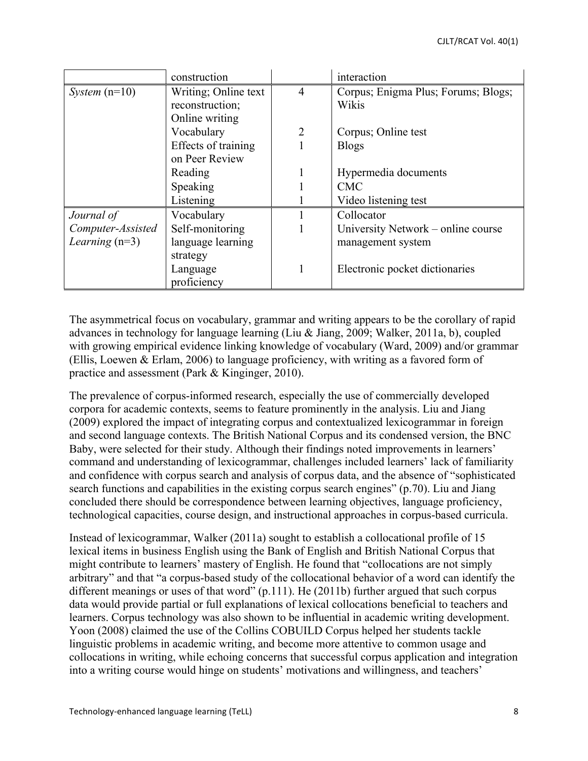| | construction | | interaction |
|---|---|---|---|
| *System* (n=10) | Writing; Online text reconstruction; Online writing | 4 | Corpus; Enigma Plus; Forums; Blogs; Wikis |
| | Vocabulary | 2 | Corpus; Online test |
| | Effects of training on Peer Review | 1 | Blogs |
| | Reading | 1 | Hypermedia documents |
| | Speaking | 1 | CMC |
| | Listening | 1 | Video listening test |
| *Journal of Computer-Assisted Learning* (n=3) | Vocabulary | 1 | Collocator |
| | Self-monitoring language learning strategy | 1 | University Network – online course management system |
| | Language proficiency | 1 | Electronic pocket dictionaries |

The asymmetrical focus on vocabulary, grammar and writing appears to be the corollary of rapid advances in technology for language learning (Liu & Jiang, 2009; Walker, 2011a, b), coupled with growing empirical evidence linking knowledge of vocabulary (Ward, 2009) and/or grammar (Ellis, Loewen & Erlam, 2006) to language proficiency, with writing as a favored form of practice and assessment (Park & Kinginger, 2010).

The prevalence of corpus-informed research, especially the use of commercially developed corpora for academic contexts, seems to feature prominently in the analysis. Liu and Jiang (2009) explored the impact of integrating corpus and contextualized lexicogrammar in foreign and second language contexts. The British National Corpus and its condensed version, the BNC Baby, were selected for their study. Although their findings noted improvements in learners' command and understanding of lexicogrammar, challenges included learners' lack of familiarity and confidence with corpus search and analysis of corpus data, and the absence of "sophisticated search functions and capabilities in the existing corpus search engines" (p.70). Liu and Jiang concluded there should be correspondence between learning objectives, language proficiency, technological capacities, course design, and instructional approaches in corpus-based curricula.

Instead of lexicogrammar, Walker (2011a) sought to establish a collocational profile of 15 lexical items in business English using the Bank of English and British National Corpus that might contribute to learners' mastery of English. He found that "collocations are not simply arbitrary" and that "a corpus-based study of the collocational behavior of a word can identify the different meanings or uses of that word" (p.111). He (2011b) further argued that such corpus data would provide partial or full explanations of lexical collocations beneficial to teachers and learners. Corpus technology was also shown to be influential in academic writing development. Yoon (2008) claimed the use of the Collins COBUILD Corpus helped her students tackle linguistic problems in academic writing, and become more attentive to common usage and collocations in writing, while echoing concerns that successful corpus application and integration into a writing course would hinge on students' motivations and willingness, and teachers'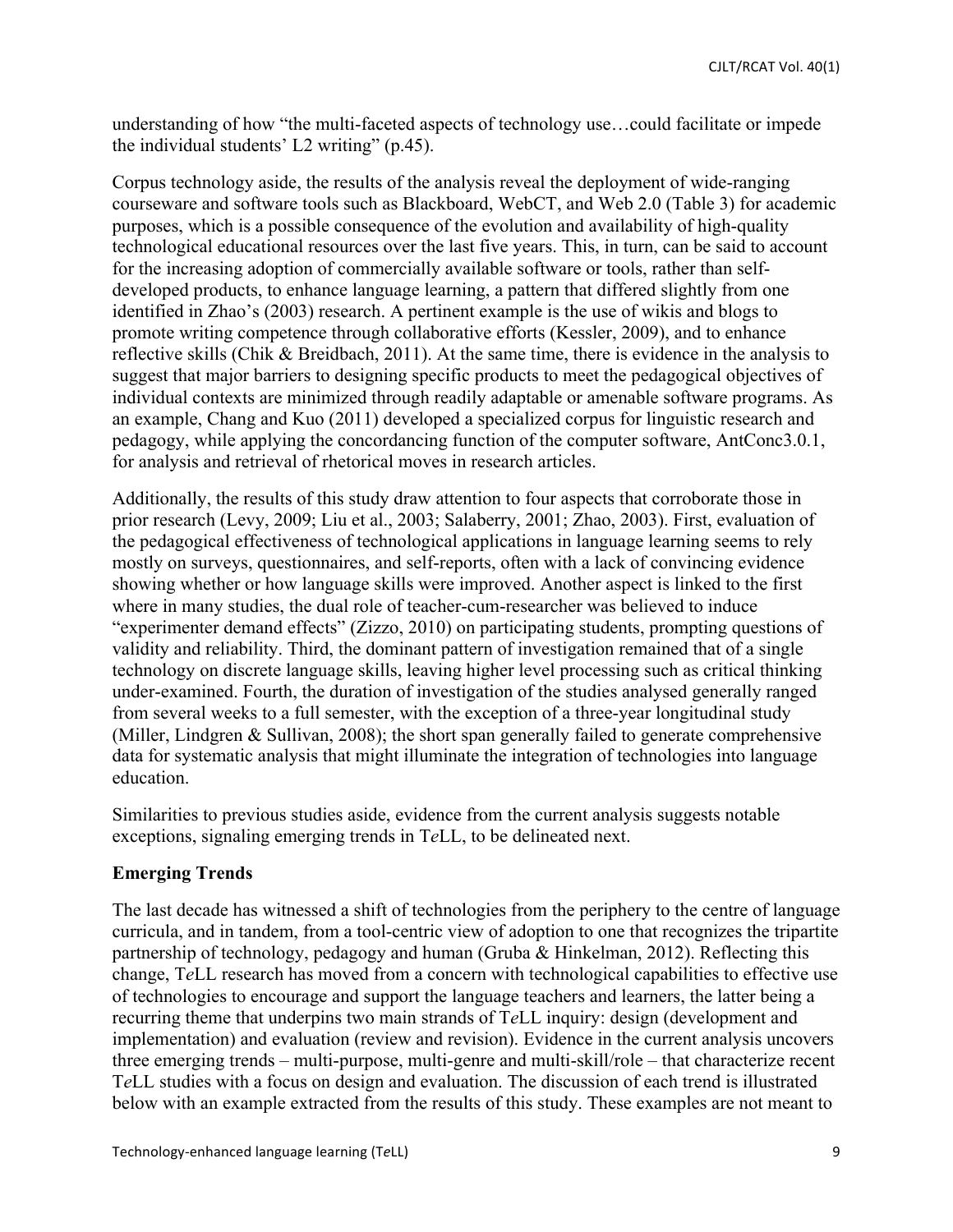understanding of how "the multi-faceted aspects of technology use…could facilitate or impede the individual students' L2 writing" (p.45).

Corpus technology aside, the results of the analysis reveal the deployment of wide-ranging courseware and software tools such as Blackboard, WebCT, and Web 2.0 (Table 3) for academic purposes, which is a possible consequence of the evolution and availability of high-quality technological educational resources over the last five years. This, in turn, can be said to account for the increasing adoption of commercially available software or tools, rather than self-developed products, to enhance language learning, a pattern that differed slightly from one identified in Zhao's (2003) research. A pertinent example is the use of wikis and blogs to promote writing competence through collaborative efforts (Kessler, 2009), and to enhance reflective skills (Chik & Breidbach, 2011). At the same time, there is evidence in the analysis to suggest that major barriers to designing specific products to meet the pedagogical objectives of individual contexts are minimized through readily adaptable or amenable software programs. As an example, Chang and Kuo (2011) developed a specialized corpus for linguistic research and pedagogy, while applying the concordancing function of the computer software, AntConc3.0.1, for analysis and retrieval of rhetorical moves in research articles.

Additionally, the results of this study draw attention to four aspects that corroborate those in prior research (Levy, 2009; Liu et al., 2003; Salaberry, 2001; Zhao, 2003). First, evaluation of the pedagogical effectiveness of technological applications in language learning seems to rely mostly on surveys, questionnaires, and self-reports, often with a lack of convincing evidence showing whether or how language skills were improved. Another aspect is linked to the first where in many studies, the dual role of teacher-cum-researcher was believed to induce "experimenter demand effects" (Zizzo, 2010) on participating students, prompting questions of validity and reliability. Third, the dominant pattern of investigation remained that of a single technology on discrete language skills, leaving higher level processing such as critical thinking under-examined. Fourth, the duration of investigation of the studies analysed generally ranged from several weeks to a full semester, with the exception of a three-year longitudinal study (Miller, Lindgren & Sullivan, 2008); the short span generally failed to generate comprehensive data for systematic analysis that might illuminate the integration of technologies into language education.

Similarities to previous studies aside, evidence from the current analysis suggests notable exceptions, signaling emerging trends in T*e*LL, to be delineated next.

### Emerging Trends

The last decade has witnessed a shift of technologies from the periphery to the centre of language curricula, and in tandem, from a tool-centric view of adoption to one that recognizes the tripartite partnership of technology, pedagogy and human (Gruba & Hinkelman, 2012). Reflecting this change, T*e*LL research has moved from a concern with technological capabilities to effective use of technologies to encourage and support the language teachers and learners, the latter being a recurring theme that underpins two main strands of T*e*LL inquiry: design (development and implementation) and evaluation (review and revision). Evidence in the current analysis uncovers three emerging trends – multi-purpose, multi-genre and multi-skill/role – that characterize recent T*e*LL studies with a focus on design and evaluation. The discussion of each trend is illustrated below with an example extracted from the results of this study. These examples are not meant to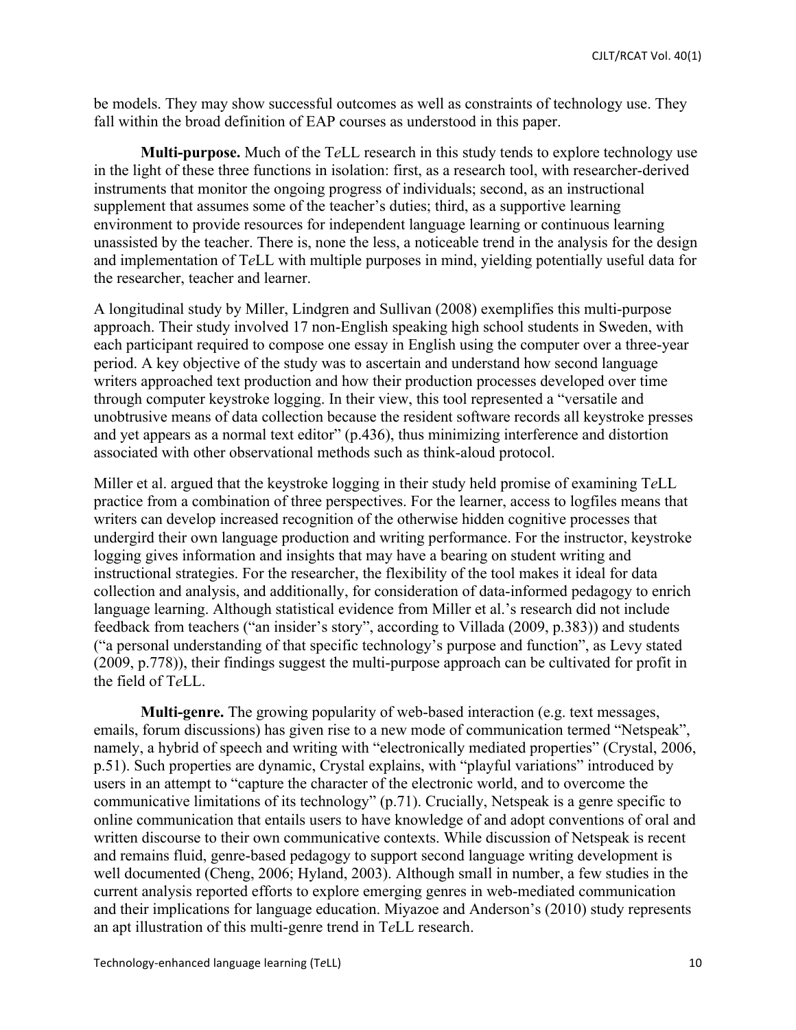be models. They may show successful outcomes as well as constraints of technology use. They fall within the broad definition of EAP courses as understood in this paper.

**Multi-purpose.** Much of the T*e*LL research in this study tends to explore technology use in the light of these three functions in isolation: first, as a research tool, with researcher-derived instruments that monitor the ongoing progress of individuals; second, as an instructional supplement that assumes some of the teacher's duties; third, as a supportive learning environment to provide resources for independent language learning or continuous learning unassisted by the teacher. There is, none the less, a noticeable trend in the analysis for the design and implementation of T*e*LL with multiple purposes in mind, yielding potentially useful data for the researcher, teacher and learner.

A longitudinal study by Miller, Lindgren and Sullivan (2008) exemplifies this multi-purpose approach. Their study involved 17 non-English speaking high school students in Sweden, with each participant required to compose one essay in English using the computer over a three-year period. A key objective of the study was to ascertain and understand how second language writers approached text production and how their production processes developed over time through computer keystroke logging. In their view, this tool represented a "versatile and unobtrusive means of data collection because the resident software records all keystroke presses and yet appears as a normal text editor" (p.436), thus minimizing interference and distortion associated with other observational methods such as think-aloud protocol.

Miller et al. argued that the keystroke logging in their study held promise of examining T*e*LL practice from a combination of three perspectives. For the learner, access to logfiles means that writers can develop increased recognition of the otherwise hidden cognitive processes that undergird their own language production and writing performance. For the instructor, keystroke logging gives information and insights that may have a bearing on student writing and instructional strategies. For the researcher, the flexibility of the tool makes it ideal for data collection and analysis, and additionally, for consideration of data-informed pedagogy to enrich language learning. Although statistical evidence from Miller et al.'s research did not include feedback from teachers ("an insider's story", according to Villada (2009, p.383)) and students ("a personal understanding of that specific technology's purpose and function", as Levy stated (2009, p.778)), their findings suggest the multi-purpose approach can be cultivated for profit in the field of T*e*LL.

**Multi-genre.** The growing popularity of web-based interaction (e.g. text messages, emails, forum discussions) has given rise to a new mode of communication termed "Netspeak", namely, a hybrid of speech and writing with "electronically mediated properties" (Crystal, 2006, p.51). Such properties are dynamic, Crystal explains, with "playful variations" introduced by users in an attempt to "capture the character of the electronic world, and to overcome the communicative limitations of its technology" (p.71). Crucially, Netspeak is a genre specific to online communication that entails users to have knowledge of and adopt conventions of oral and written discourse to their own communicative contexts. While discussion of Netspeak is recent and remains fluid, genre-based pedagogy to support second language writing development is well documented (Cheng, 2006; Hyland, 2003). Although small in number, a few studies in the current analysis reported efforts to explore emerging genres in web-mediated communication and their implications for language education. Miyazoe and Anderson's (2010) study represents an apt illustration of this multi-genre trend in T*e*LL research.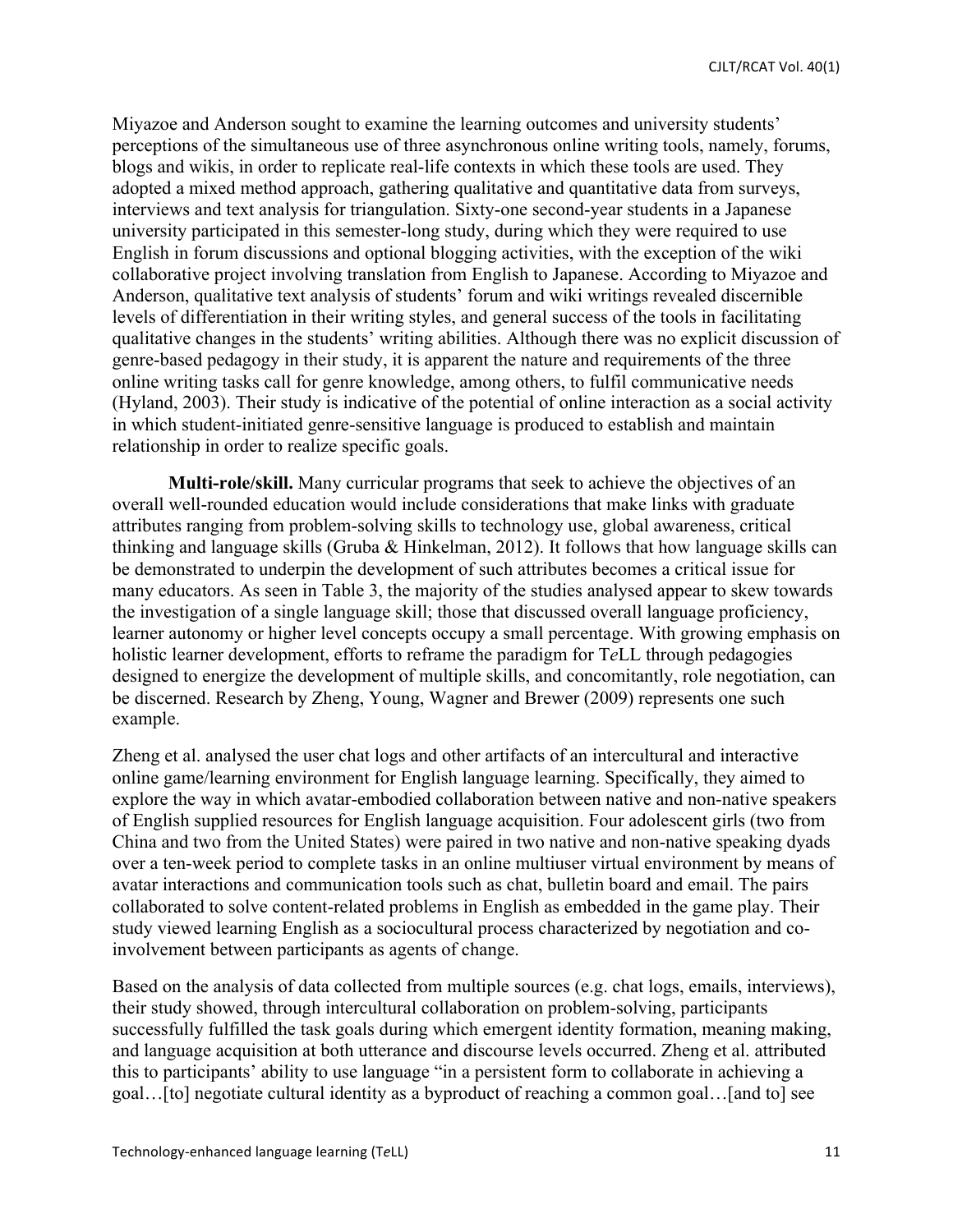Miyazoe and Anderson sought to examine the learning outcomes and university students' perceptions of the simultaneous use of three asynchronous online writing tools, namely, forums, blogs and wikis, in order to replicate real-life contexts in which these tools are used. They adopted a mixed method approach, gathering qualitative and quantitative data from surveys, interviews and text analysis for triangulation. Sixty-one second-year students in a Japanese university participated in this semester-long study, during which they were required to use English in forum discussions and optional blogging activities, with the exception of the wiki collaborative project involving translation from English to Japanese. According to Miyazoe and Anderson, qualitative text analysis of students' forum and wiki writings revealed discernible levels of differentiation in their writing styles, and general success of the tools in facilitating qualitative changes in the students' writing abilities. Although there was no explicit discussion of genre-based pedagogy in their study, it is apparent the nature and requirements of the three online writing tasks call for genre knowledge, among others, to fulfil communicative needs (Hyland, 2003). Their study is indicative of the potential of online interaction as a social activity in which student-initiated genre-sensitive language is produced to establish and maintain relationship in order to realize specific goals.

**Multi-role/skill.** Many curricular programs that seek to achieve the objectives of an overall well-rounded education would include considerations that make links with graduate attributes ranging from problem-solving skills to technology use, global awareness, critical thinking and language skills (Gruba & Hinkelman, 2012). It follows that how language skills can be demonstrated to underpin the development of such attributes becomes a critical issue for many educators. As seen in Table 3, the majority of the studies analysed appear to skew towards the investigation of a single language skill; those that discussed overall language proficiency, learner autonomy or higher level concepts occupy a small percentage. With growing emphasis on holistic learner development, efforts to reframe the paradigm for T*e*LL through pedagogies designed to energize the development of multiple skills, and concomitantly, role negotiation, can be discerned. Research by Zheng, Young, Wagner and Brewer (2009) represents one such example.

Zheng et al. analysed the user chat logs and other artifacts of an intercultural and interactive online game/learning environment for English language learning. Specifically, they aimed to explore the way in which avatar-embodied collaboration between native and non-native speakers of English supplied resources for English language acquisition. Four adolescent girls (two from China and two from the United States) were paired in two native and non-native speaking dyads over a ten-week period to complete tasks in an online multiuser virtual environment by means of avatar interactions and communication tools such as chat, bulletin board and email. The pairs collaborated to solve content-related problems in English as embedded in the game play. Their study viewed learning English as a sociocultural process characterized by negotiation and co-involvement between participants as agents of change.

Based on the analysis of data collected from multiple sources (e.g. chat logs, emails, interviews), their study showed, through intercultural collaboration on problem-solving, participants successfully fulfilled the task goals during which emergent identity formation, meaning making, and language acquisition at both utterance and discourse levels occurred. Zheng et al. attributed this to participants' ability to use language "in a persistent form to collaborate in achieving a goal…[to] negotiate cultural identity as a byproduct of reaching a common goal…[and to] see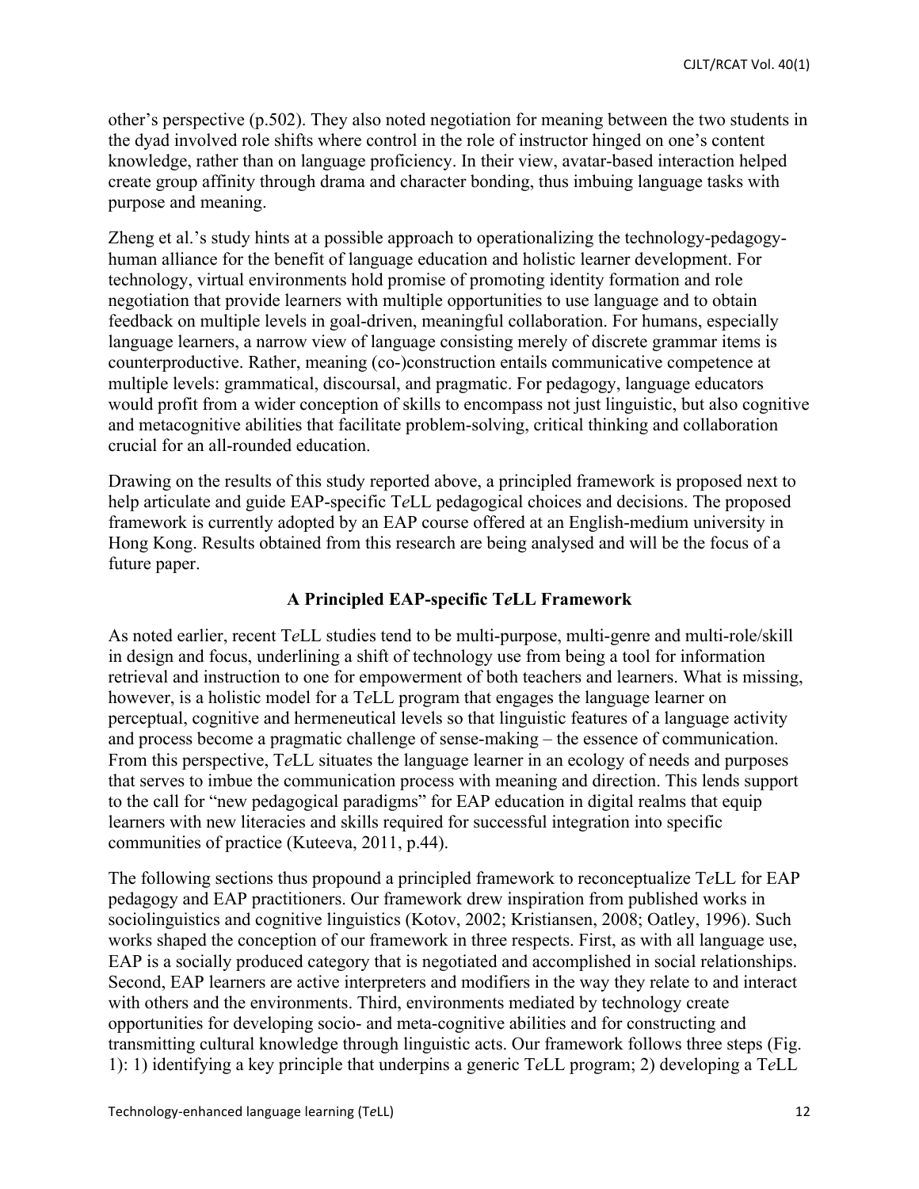other's perspective (p.502). They also noted negotiation for meaning between the two students in the dyad involved role shifts where control in the role of instructor hinged on one's content knowledge, rather than on language proficiency. In their view, avatar-based interaction helped create group affinity through drama and character bonding, thus imbuing language tasks with purpose and meaning.

Zheng et al.'s study hints at a possible approach to operationalizing the technology-pedagogy-human alliance for the benefit of language education and holistic learner development. For technology, virtual environments hold promise of promoting identity formation and role negotiation that provide learners with multiple opportunities to use language and to obtain feedback on multiple levels in goal-driven, meaningful collaboration. For humans, especially language learners, a narrow view of language consisting merely of discrete grammar items is counterproductive. Rather, meaning (co-)construction entails communicative competence at multiple levels: grammatical, discoursal, and pragmatic. For pedagogy, language educators would profit from a wider conception of skills to encompass not just linguistic, but also cognitive and metacognitive abilities that facilitate problem-solving, critical thinking and collaboration crucial for an all-rounded education.

Drawing on the results of this study reported above, a principled framework is proposed next to help articulate and guide EAP-specific T*e*LL pedagogical choices and decisions. The proposed framework is currently adopted by an EAP course offered at an English-medium university in Hong Kong. Results obtained from this research are being analysed and will be the focus of a future paper.

## A Principled EAP-specific T*e*LL Framework

As noted earlier, recent T*e*LL studies tend to be multi-purpose, multi-genre and multi-role/skill in design and focus, underlining a shift of technology use from being a tool for information retrieval and instruction to one for empowerment of both teachers and learners. What is missing, however, is a holistic model for a T*e*LL program that engages the language learner on perceptual, cognitive and hermeneutical levels so that linguistic features of a language activity and process become a pragmatic challenge of sense-making – the essence of communication. From this perspective, T*e*LL situates the language learner in an ecology of needs and purposes that serves to imbue the communication process with meaning and direction. This lends support to the call for "new pedagogical paradigms" for EAP education in digital realms that equip learners with new literacies and skills required for successful integration into specific communities of practice (Kuteeva, 2011, p.44).

The following sections thus propound a principled framework to reconceptualize T*e*LL for EAP pedagogy and EAP practitioners. Our framework drew inspiration from published works in sociolinguistics and cognitive linguistics (Kotov, 2002; Kristiansen, 2008; Oatley, 1996). Such works shaped the conception of our framework in three respects. First, as with all language use, EAP is a socially produced category that is negotiated and accomplished in social relationships. Second, EAP learners are active interpreters and modifiers in the way they relate to and interact with others and the environments. Third, environments mediated by technology create opportunities for developing socio- and meta-cognitive abilities and for constructing and transmitting cultural knowledge through linguistic acts. Our framework follows three steps (Fig. 1): 1) identifying a key principle that underpins a generic T*e*LL program; 2) developing a T*e*LL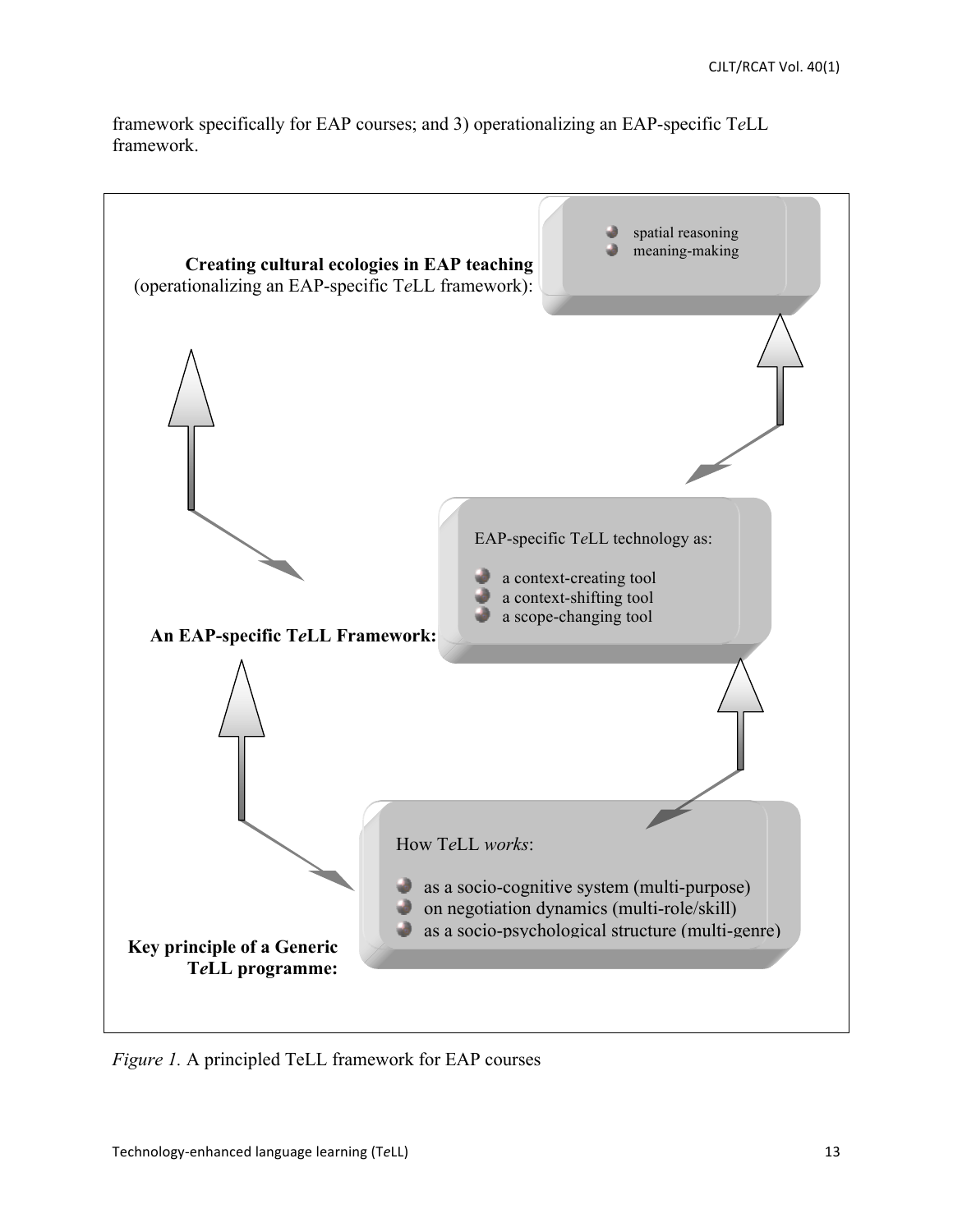framework specifically for EAP courses; and 3) operationalizing an EAP-specific T*e*LL framework.

**Creating cultural ecologies in EAP teaching** (operationalizing an EAP-specific T*e*LL framework):

- spatial reasoning
- meaning-making

**An EAP-specific T*e*LL Framework:**

EAP-specific T*e*LL technology as:

- a context-creating tool
- a context-shifting tool
- a scope-changing tool

**Key principle of a Generic T*e*LL programme:**

How T*e*LL *works*:

- as a socio-cognitive system (multi-purpose)
- on negotiation dynamics (multi-role/skill)
- as a socio-psychological structure (multi-genre)

*Figure 1.* A principled TeLL framework for EAP courses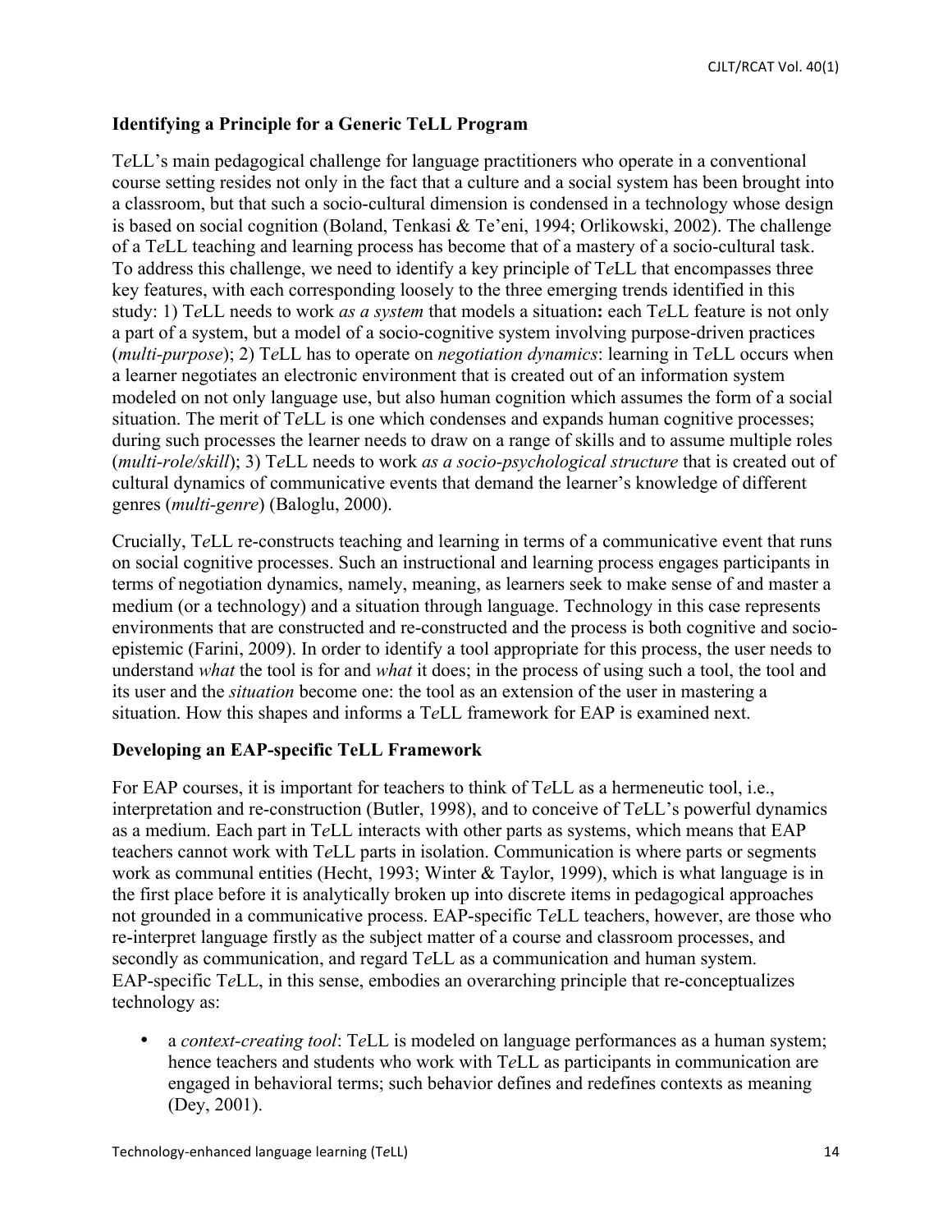## Identifying a Principle for a Generic TeLL Program

T*e*LL's main pedagogical challenge for language practitioners who operate in a conventional course setting resides not only in the fact that a culture and a social system has been brought into a classroom, but that such a socio-cultural dimension is condensed in a technology whose design is based on social cognition (Boland, Tenkasi & Te'eni, 1994; Orlikowski, 2002). The challenge of a T*e*LL teaching and learning process has become that of a mastery of a socio-cultural task. To address this challenge, we need to identify a key principle of T*e*LL that encompasses three key features, with each corresponding loosely to the three emerging trends identified in this study: 1) T*e*LL needs to work *as a system* that models a situation**:** each T*e*LL feature is not only a part of a system, but a model of a socio-cognitive system involving purpose-driven practices (*multi-purpose*); 2) T*e*LL has to operate on *negotiation dynamics*: learning in T*e*LL occurs when a learner negotiates an electronic environment that is created out of an information system modeled on not only language use, but also human cognition which assumes the form of a social situation. The merit of T*e*LL is one which condenses and expands human cognitive processes; during such processes the learner needs to draw on a range of skills and to assume multiple roles (*multi-role/skill*); 3) T*e*LL needs to work *as a socio-psychological structure* that is created out of cultural dynamics of communicative events that demand the learner's knowledge of different genres (*multi-genre*) (Baloglu, 2000).

Crucially, T*e*LL re-constructs teaching and learning in terms of a communicative event that runs on social cognitive processes. Such an instructional and learning process engages participants in terms of negotiation dynamics, namely, meaning, as learners seek to make sense of and master a medium (or a technology) and a situation through language. Technology in this case represents environments that are constructed and re-constructed and the process is both cognitive and socio-epistemic (Farini, 2009). In order to identify a tool appropriate for this process, the user needs to understand *what* the tool is for and *what* it does; in the process of using such a tool, the tool and its user and the *situation* become one: the tool as an extension of the user in mastering a situation. How this shapes and informs a T*e*LL framework for EAP is examined next.

## Developing an EAP-specific TeLL Framework

For EAP courses, it is important for teachers to think of T*e*LL as a hermeneutic tool, i.e., interpretation and re-construction (Butler, 1998), and to conceive of T*e*LL's powerful dynamics as a medium. Each part in T*e*LL interacts with other parts as systems, which means that EAP teachers cannot work with T*e*LL parts in isolation. Communication is where parts or segments work as communal entities (Hecht, 1993; Winter & Taylor, 1999), which is what language is in the first place before it is analytically broken up into discrete items in pedagogical approaches not grounded in a communicative process. EAP-specific T*e*LL teachers, however, are those who re-interpret language firstly as the subject matter of a course and classroom processes, and secondly as communication, and regard T*e*LL as a communication and human system. EAP-specific T*e*LL, in this sense, embodies an overarching principle that re-conceptualizes technology as:

- a *context-creating tool*: T*e*LL is modeled on language performances as a human system; hence teachers and students who work with T*e*LL as participants in communication are engaged in behavioral terms; such behavior defines and redefines contexts as meaning (Dey, 2001).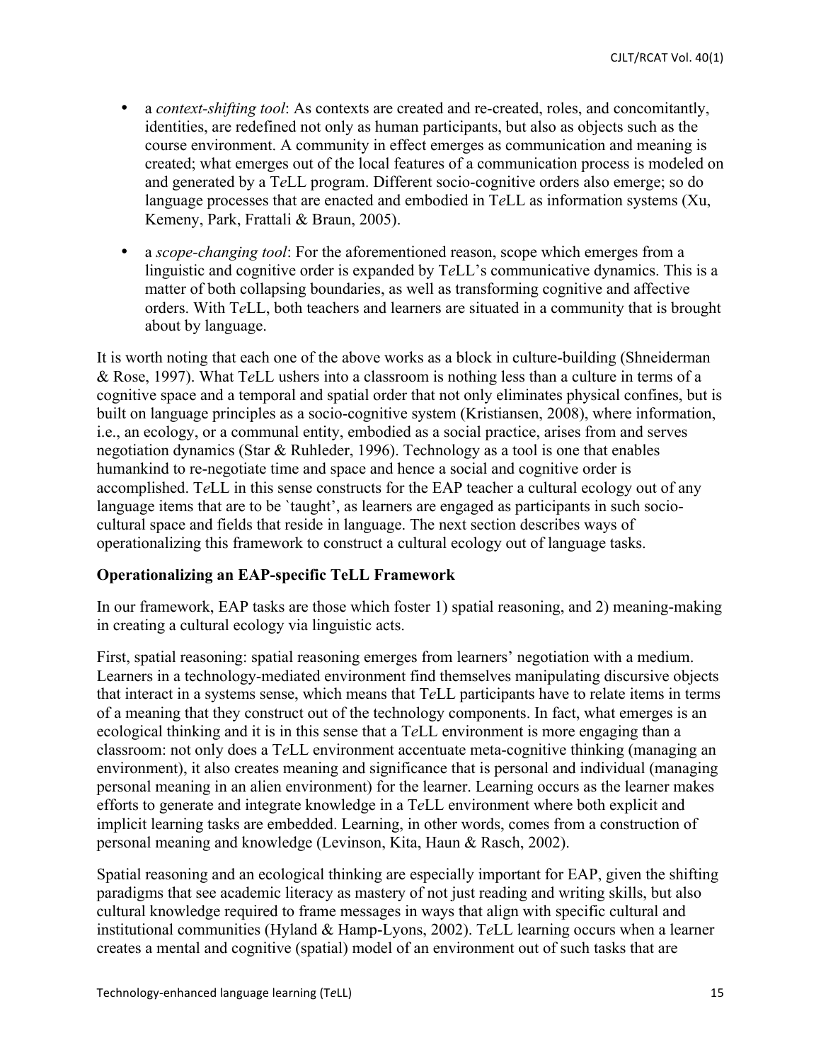- a *context-shifting tool*: As contexts are created and re-created, roles, and concomitantly, identities, are redefined not only as human participants, but also as objects such as the course environment. A community in effect emerges as communication and meaning is created; what emerges out of the local features of a communication process is modeled on and generated by a T*e*LL program. Different socio-cognitive orders also emerge; so do language processes that are enacted and embodied in T*e*LL as information systems (Xu, Kemeny, Park, Frattali & Braun, 2005).

- a *scope-changing tool*: For the aforementioned reason, scope which emerges from a linguistic and cognitive order is expanded by T*e*LL's communicative dynamics. This is a matter of both collapsing boundaries, as well as transforming cognitive and affective orders. With T*e*LL, both teachers and learners are situated in a community that is brought about by language.

It is worth noting that each one of the above works as a block in culture-building (Shneiderman & Rose, 1997). What T*e*LL ushers into a classroom is nothing less than a culture in terms of a cognitive space and a temporal and spatial order that not only eliminates physical confines, but is built on language principles as a socio-cognitive system (Kristiansen, 2008), where information, i.e., an ecology, or a communal entity, embodied as a social practice, arises from and serves negotiation dynamics (Star & Ruhleder, 1996). Technology as a tool is one that enables humankind to re-negotiate time and space and hence a social and cognitive order is accomplished. T*e*LL in this sense constructs for the EAP teacher a cultural ecology out of any language items that are to be `taught', as learners are engaged as participants in such socio-cultural space and fields that reside in language. The next section describes ways of operationalizing this framework to construct a cultural ecology out of language tasks.

**Operationalizing an EAP-specific TeLL Framework**

In our framework, EAP tasks are those which foster 1) spatial reasoning, and 2) meaning-making in creating a cultural ecology via linguistic acts.

First, spatial reasoning: spatial reasoning emerges from learners' negotiation with a medium. Learners in a technology-mediated environment find themselves manipulating discursive objects that interact in a systems sense, which means that T*e*LL participants have to relate items in terms of a meaning that they construct out of the technology components. In fact, what emerges is an ecological thinking and it is in this sense that a T*e*LL environment is more engaging than a classroom: not only does a T*e*LL environment accentuate meta-cognitive thinking (managing an environment), it also creates meaning and significance that is personal and individual (managing personal meaning in an alien environment) for the learner. Learning occurs as the learner makes efforts to generate and integrate knowledge in a T*e*LL environment where both explicit and implicit learning tasks are embedded. Learning, in other words, comes from a construction of personal meaning and knowledge (Levinson, Kita, Haun & Rasch, 2002).

Spatial reasoning and an ecological thinking are especially important for EAP, given the shifting paradigms that see academic literacy as mastery of not just reading and writing skills, but also cultural knowledge required to frame messages in ways that align with specific cultural and institutional communities (Hyland & Hamp-Lyons, 2002). T*e*LL learning occurs when a learner creates a mental and cognitive (spatial) model of an environment out of such tasks that are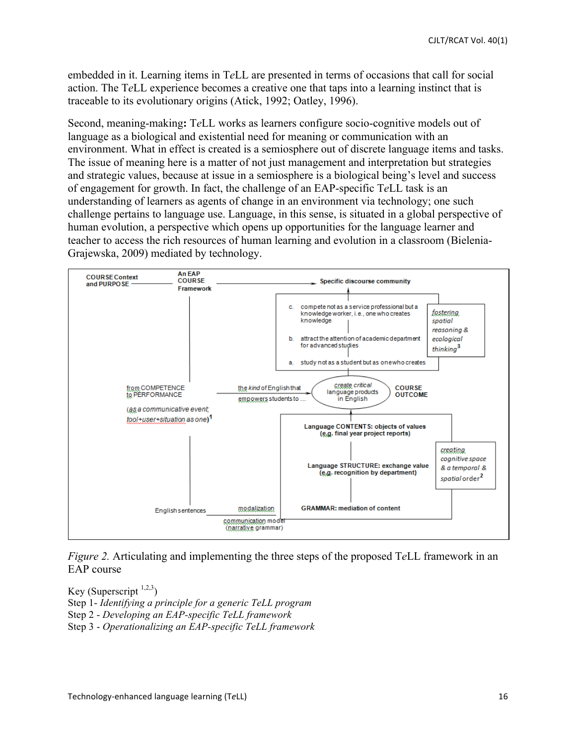embedded in it. Learning items in T*e*LL are presented in terms of occasions that call for social action. The T*e*LL experience becomes a creative one that taps into a learning instinct that is traceable to its evolutionary origins (Atick, 1992; Oatley, 1996).

Second, meaning-making**:** T*e*LL works as learners configure socio-cognitive models out of language as a biological and existential need for meaning or communication with an environment. What in effect is created is a semiosphere out of discrete language items and tasks. The issue of meaning here is a matter of not just management and interpretation but strategies and strategic values, because at issue in a semiosphere is a biological being's level and success of engagement for growth. In fact, the challenge of an EAP-specific T*e*LL task is an understanding of learners as agents of change in an environment via technology; one such challenge pertains to language use. Language, in this sense, is situated in a global perspective of human evolution, a perspective which opens up opportunities for the language learner and teacher to access the rich resources of human learning and evolution in a classroom (Bielenia-Grajewska, 2009) mediated by technology.

COURSE Context and PURPOSE — An EAP COURSE Framework → Specific discourse community

c. compete not as a service professional but a knowledge worker, i.e., one who creates knowledge
b. attract the attention of academic department for advanced studies
a. study not as a student but as one who creates

*fostering spatial reasoning & ecological thinking*[3]

from COMPETENCE to PERFORMANCE (*as a communicative event; tool+user+situation as one*)[1] — the *kind* of English that empowers students to ... → *create critical* language products in English — COURSE OUTCOME

Language CONTENTS: objects of values (e.g. final year project reports)
Language STRUCTURE: exchange value (e.g. recognition by department)
GRAMMAR: mediation of content

*creating cognitive space & a temporal & spatial order*[2]

English sentences — modalization — communication model (narrative grammar)

*Figure 2.* Articulating and implementing the three steps of the proposed T*e*LL framework in an EAP course

Key (Superscript [1,2,3])
Step 1- *Identifying a principle for a generic TeLL program*
Step 2 - *Developing an EAP-specific TeLL framework*
Step 3 - *Operationalizing an EAP-specific TeLL framework*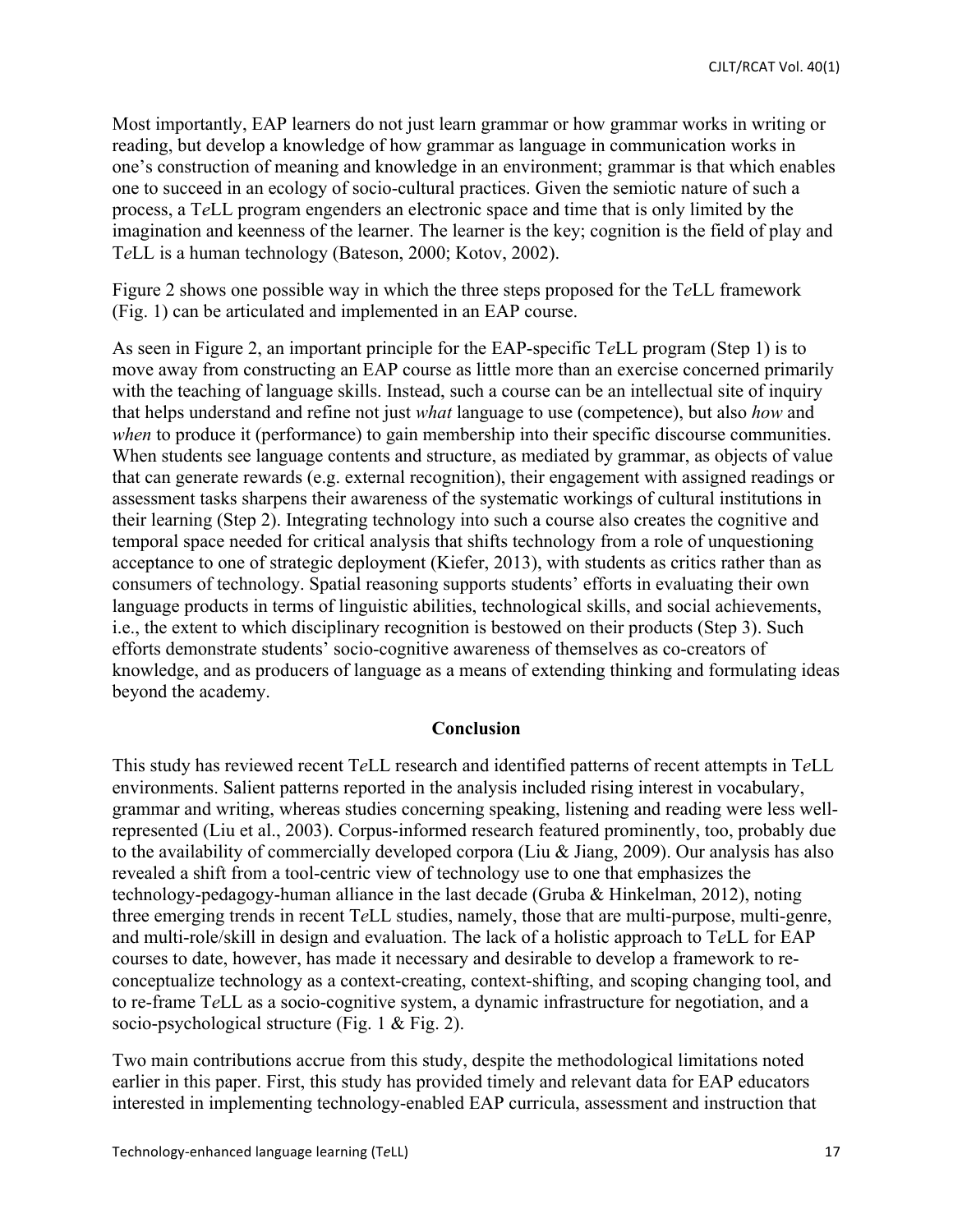Most importantly, EAP learners do not just learn grammar or how grammar works in writing or reading, but develop a knowledge of how grammar as language in communication works in one's construction of meaning and knowledge in an environment; grammar is that which enables one to succeed in an ecology of socio-cultural practices. Given the semiotic nature of such a process, a T*e*LL program engenders an electronic space and time that is only limited by the imagination and keenness of the learner. The learner is the key; cognition is the field of play and T*e*LL is a human technology (Bateson, 2000; Kotov, 2002).

Figure 2 shows one possible way in which the three steps proposed for the T*e*LL framework (Fig. 1) can be articulated and implemented in an EAP course.

As seen in Figure 2, an important principle for the EAP-specific T*e*LL program (Step 1) is to move away from constructing an EAP course as little more than an exercise concerned primarily with the teaching of language skills. Instead, such a course can be an intellectual site of inquiry that helps understand and refine not just *what* language to use (competence), but also *how* and *when* to produce it (performance) to gain membership into their specific discourse communities. When students see language contents and structure, as mediated by grammar, as objects of value that can generate rewards (e.g. external recognition), their engagement with assigned readings or assessment tasks sharpens their awareness of the systematic workings of cultural institutions in their learning (Step 2). Integrating technology into such a course also creates the cognitive and temporal space needed for critical analysis that shifts technology from a role of unquestioning acceptance to one of strategic deployment (Kiefer, 2013), with students as critics rather than as consumers of technology. Spatial reasoning supports students' efforts in evaluating their own language products in terms of linguistic abilities, technological skills, and social achievements, i.e., the extent to which disciplinary recognition is bestowed on their products (Step 3). Such efforts demonstrate students' socio-cognitive awareness of themselves as co-creators of knowledge, and as producers of language as a means of extending thinking and formulating ideas beyond the academy.

## Conclusion

This study has reviewed recent T*e*LL research and identified patterns of recent attempts in T*e*LL environments. Salient patterns reported in the analysis included rising interest in vocabulary, grammar and writing, whereas studies concerning speaking, listening and reading were less well-represented (Liu et al., 2003). Corpus-informed research featured prominently, too, probably due to the availability of commercially developed corpora (Liu & Jiang, 2009). Our analysis has also revealed a shift from a tool-centric view of technology use to one that emphasizes the technology-pedagogy-human alliance in the last decade (Gruba & Hinkelman, 2012), noting three emerging trends in recent T*e*LL studies, namely, those that are multi-purpose, multi-genre, and multi-role/skill in design and evaluation. The lack of a holistic approach to T*e*LL for EAP courses to date, however, has made it necessary and desirable to develop a framework to re-conceptualize technology as a context-creating, context-shifting, and scoping changing tool, and to re-frame T*e*LL as a socio-cognitive system, a dynamic infrastructure for negotiation, and a socio-psychological structure (Fig. 1 & Fig. 2).

Two main contributions accrue from this study, despite the methodological limitations noted earlier in this paper. First, this study has provided timely and relevant data for EAP educators interested in implementing technology-enabled EAP curricula, assessment and instruction that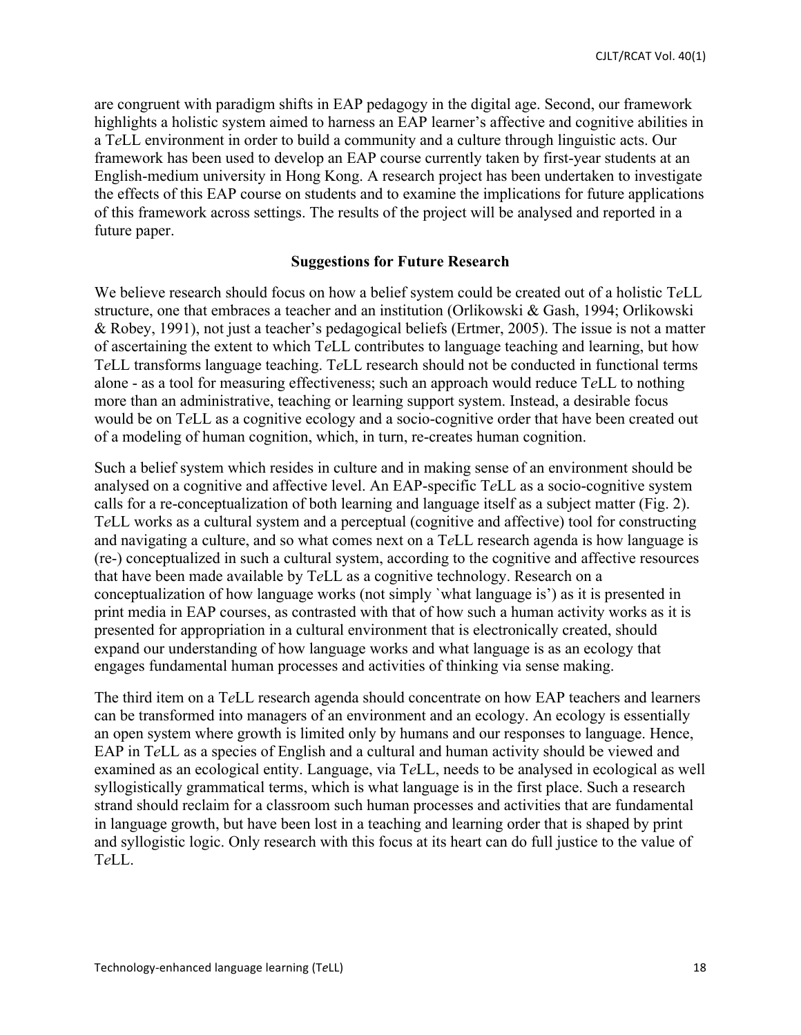are congruent with paradigm shifts in EAP pedagogy in the digital age. Second, our framework highlights a holistic system aimed to harness an EAP learner's affective and cognitive abilities in a T*e*LL environment in order to build a community and a culture through linguistic acts. Our framework has been used to develop an EAP course currently taken by first-year students at an English-medium university in Hong Kong. A research project has been undertaken to investigate the effects of this EAP course on students and to examine the implications for future applications of this framework across settings. The results of the project will be analysed and reported in a future paper.

## Suggestions for Future Research

We believe research should focus on how a belief system could be created out of a holistic T*e*LL structure, one that embraces a teacher and an institution (Orlikowski & Gash, 1994; Orlikowski & Robey, 1991), not just a teacher's pedagogical beliefs (Ertmer, 2005). The issue is not a matter of ascertaining the extent to which T*e*LL contributes to language teaching and learning, but how T*e*LL transforms language teaching. T*e*LL research should not be conducted in functional terms alone - as a tool for measuring effectiveness; such an approach would reduce T*e*LL to nothing more than an administrative, teaching or learning support system. Instead, a desirable focus would be on T*e*LL as a cognitive ecology and a socio-cognitive order that have been created out of a modeling of human cognition, which, in turn, re-creates human cognition.

Such a belief system which resides in culture and in making sense of an environment should be analysed on a cognitive and affective level. An EAP-specific T*e*LL as a socio-cognitive system calls for a re-conceptualization of both learning and language itself as a subject matter (Fig. 2). T*e*LL works as a cultural system and a perceptual (cognitive and affective) tool for constructing and navigating a culture, and so what comes next on a T*e*LL research agenda is how language is (re-) conceptualized in such a cultural system, according to the cognitive and affective resources that have been made available by T*e*LL as a cognitive technology. Research on a conceptualization of how language works (not simply `what language is') as it is presented in print media in EAP courses, as contrasted with that of how such a human activity works as it is presented for appropriation in a cultural environment that is electronically created, should expand our understanding of how language works and what language is as an ecology that engages fundamental human processes and activities of thinking via sense making.

The third item on a T*e*LL research agenda should concentrate on how EAP teachers and learners can be transformed into managers of an environment and an ecology. An ecology is essentially an open system where growth is limited only by humans and our responses to language. Hence, EAP in T*e*LL as a species of English and a cultural and human activity should be viewed and examined as an ecological entity. Language, via T*e*LL, needs to be analysed in ecological as well syllogistically grammatical terms, which is what language is in the first place. Such a research strand should reclaim for a classroom such human processes and activities that are fundamental in language growth, but have been lost in a teaching and learning order that is shaped by print and syllogistic logic. Only research with this focus at its heart can do full justice to the value of T*e*LL.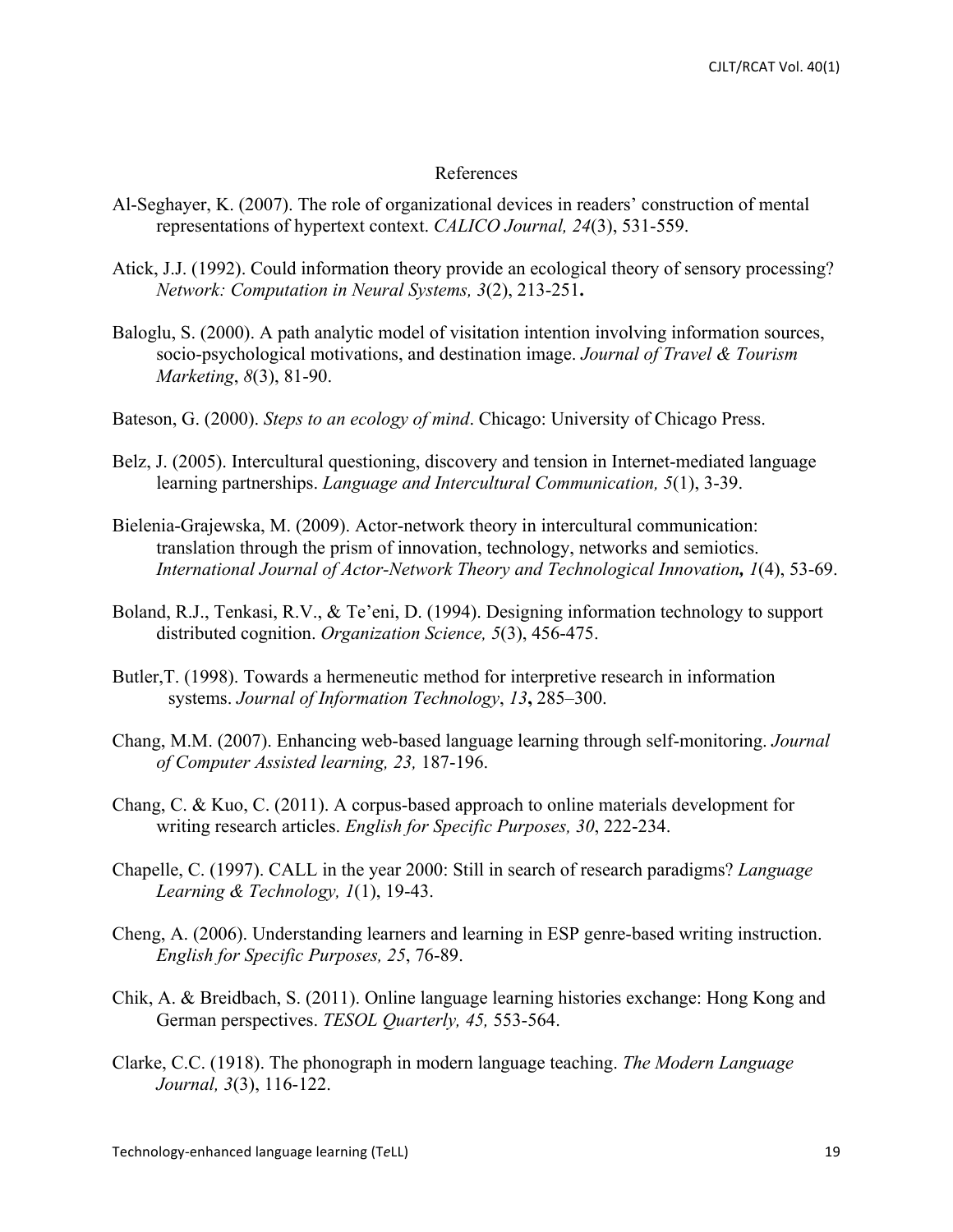# References

Al-Seghayer, K. (2007). The role of organizational devices in readers' construction of mental representations of hypertext context. *CALICO Journal, 24*(3), 531-559.

Atick, J.J. (1992). Could information theory provide an ecological theory of sensory processing? *Network: Computation in Neural Systems, 3*(2), 213-251**.**

Baloglu, S. (2000). A path analytic model of visitation intention involving information sources, socio-psychological motivations, and destination image. *Journal of Travel & Tourism Marketing*, *8*(3), 81-90.

Bateson, G. (2000). *Steps to an ecology of mind*. Chicago: University of Chicago Press.

Belz, J. (2005). Intercultural questioning, discovery and tension in Internet-mediated language learning partnerships. *Language and Intercultural Communication, 5*(1), 3-39.

Bielenia-Grajewska, M. (2009). Actor-network theory in intercultural communication: translation through the prism of innovation, technology, networks and semiotics. *International Journal of Actor-Network Theory and Technological Innovation, 1*(4), 53-69.

Boland, R.J., Tenkasi, R.V., & Te'eni, D. (1994). Designing information technology to support distributed cognition. *Organization Science, 5*(3), 456-475.

Butler,T. (1998). Towards a hermeneutic method for interpretive research in information systems. *Journal of Information Technology*, *13***,** 285–300.

Chang, M.M. (2007). Enhancing web-based language learning through self-monitoring. *Journal of Computer Assisted learning, 23,* 187-196.

Chang, C. & Kuo, C. (2011). A corpus-based approach to online materials development for writing research articles. *English for Specific Purposes, 30*, 222-234.

Chapelle, C. (1997). CALL in the year 2000: Still in search of research paradigms? *Language Learning & Technology, 1*(1), 19-43.

Cheng, A. (2006). Understanding learners and learning in ESP genre-based writing instruction. *English for Specific Purposes, 25*, 76-89.

Chik, A. & Breidbach, S. (2011). Online language learning histories exchange: Hong Kong and German perspectives. *TESOL Quarterly, 45,* 553-564.

Clarke, C.C. (1918). The phonograph in modern language teaching. *The Modern Language Journal, 3*(3), 116-122.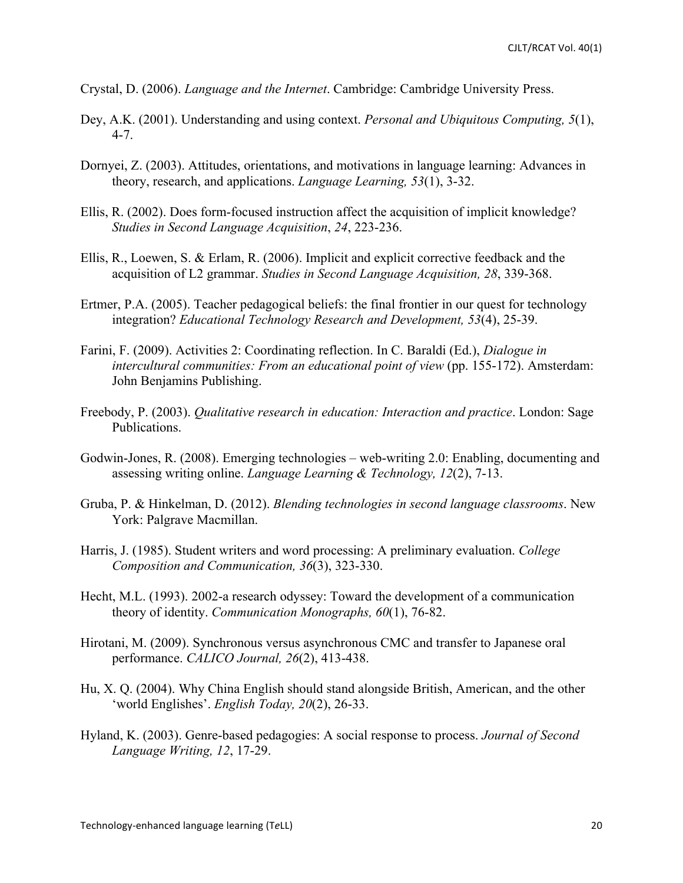Crystal, D. (2006). *Language and the Internet*. Cambridge: Cambridge University Press.

Dey, A.K. (2001). Understanding and using context. *Personal and Ubiquitous Computing, 5*(1), 4-7.

Dornyei, Z. (2003). Attitudes, orientations, and motivations in language learning: Advances in theory, research, and applications. *Language Learning, 53*(1), 3-32.

Ellis, R. (2002). Does form-focused instruction affect the acquisition of implicit knowledge? *Studies in Second Language Acquisition*, *24*, 223-236.

Ellis, R., Loewen, S. & Erlam, R. (2006). Implicit and explicit corrective feedback and the acquisition of L2 grammar. *Studies in Second Language Acquisition, 28*, 339-368.

Ertmer, P.A. (2005). Teacher pedagogical beliefs: the final frontier in our quest for technology integration? *Educational Technology Research and Development, 53*(4), 25-39.

Farini, F. (2009). Activities 2: Coordinating reflection. In C. Baraldi (Ed.), *Dialogue in intercultural communities: From an educational point of view* (pp. 155-172). Amsterdam: John Benjamins Publishing.

Freebody, P. (2003). *Qualitative research in education: Interaction and practice*. London: Sage Publications.

Godwin-Jones, R. (2008). Emerging technologies – web-writing 2.0: Enabling, documenting and assessing writing online. *Language Learning & Technology, 12*(2), 7-13.

Gruba, P. & Hinkelman, D. (2012). *Blending technologies in second language classrooms*. New York: Palgrave Macmillan.

Harris, J. (1985). Student writers and word processing: A preliminary evaluation. *College Composition and Communication, 36*(3), 323-330.

Hecht, M.L. (1993). 2002-a research odyssey: Toward the development of a communication theory of identity. *Communication Monographs, 60*(1), 76-82.

Hirotani, M. (2009). Synchronous versus asynchronous CMC and transfer to Japanese oral performance. *CALICO Journal, 26*(2), 413-438.

Hu, X. Q. (2004). Why China English should stand alongside British, American, and the other 'world Englishes'. *English Today, 20*(2), 26-33.

Hyland, K. (2003). Genre-based pedagogies: A social response to process. *Journal of Second Language Writing, 12*, 17-29.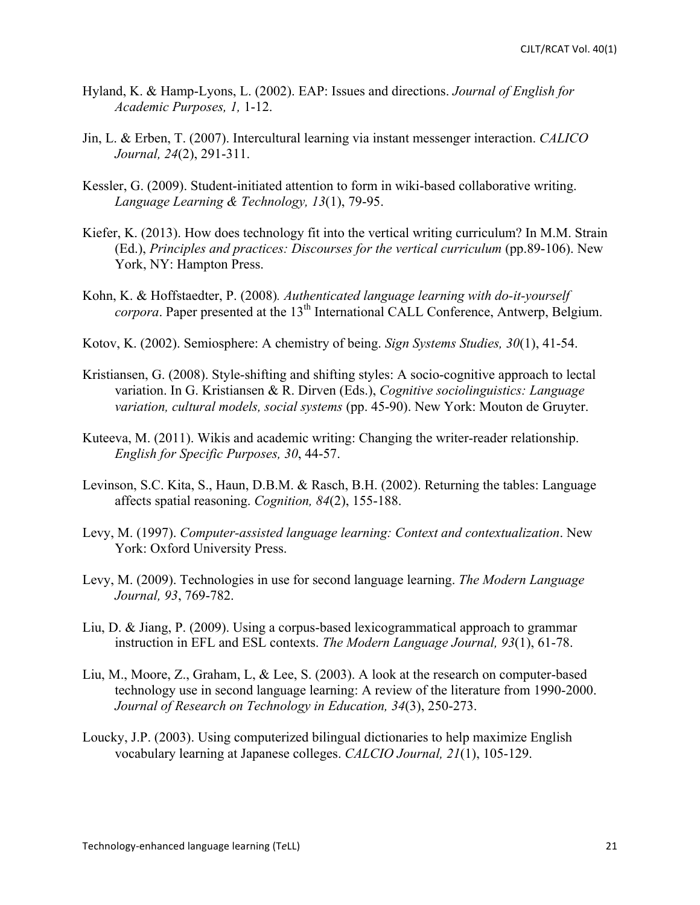Hyland, K. & Hamp-Lyons, L. (2002). EAP: Issues and directions. *Journal of English for Academic Purposes, 1,* 1-12.

Jin, L. & Erben, T. (2007). Intercultural learning via instant messenger interaction. *CALICO Journal, 24*(2), 291-311.

Kessler, G. (2009). Student-initiated attention to form in wiki-based collaborative writing. *Language Learning & Technology, 13*(1), 79-95.

Kiefer, K. (2013). How does technology fit into the vertical writing curriculum? In M.M. Strain (Ed.), *Principles and practices: Discourses for the vertical curriculum* (pp.89-106). New York, NY: Hampton Press.

Kohn, K. & Hoffstaedter, P. (2008). *Authenticated language learning with do-it-yourself corpora*. Paper presented at the 13th International CALL Conference, Antwerp, Belgium.

Kotov, K. (2002). Semiosphere: A chemistry of being. *Sign Systems Studies, 30*(1), 41-54.

Kristiansen, G. (2008). Style-shifting and shifting styles: A socio-cognitive approach to lectal variation. In G. Kristiansen & R. Dirven (Eds.), *Cognitive sociolinguistics: Language variation, cultural models, social systems* (pp. 45-90). New York: Mouton de Gruyter.

Kuteeva, M. (2011). Wikis and academic writing: Changing the writer-reader relationship. *English for Specific Purposes, 30*, 44-57.

Levinson, S.C. Kita, S., Haun, D.B.M. & Rasch, B.H. (2002). Returning the tables: Language affects spatial reasoning. *Cognition, 84*(2), 155-188.

Levy, M. (1997). *Computer-assisted language learning: Context and contextualization*. New York: Oxford University Press.

Levy, M. (2009). Technologies in use for second language learning. *The Modern Language Journal, 93*, 769-782.

Liu, D. & Jiang, P. (2009). Using a corpus-based lexicogrammatical approach to grammar instruction in EFL and ESL contexts. *The Modern Language Journal, 93*(1), 61-78.

Liu, M., Moore, Z., Graham, L, & Lee, S. (2003). A look at the research on computer-based technology use in second language learning: A review of the literature from 1990-2000. *Journal of Research on Technology in Education, 34*(3), 250-273.

Loucky, J.P. (2003). Using computerized bilingual dictionaries to help maximize English vocabulary learning at Japanese colleges. *CALCIO Journal, 21*(1), 105-129.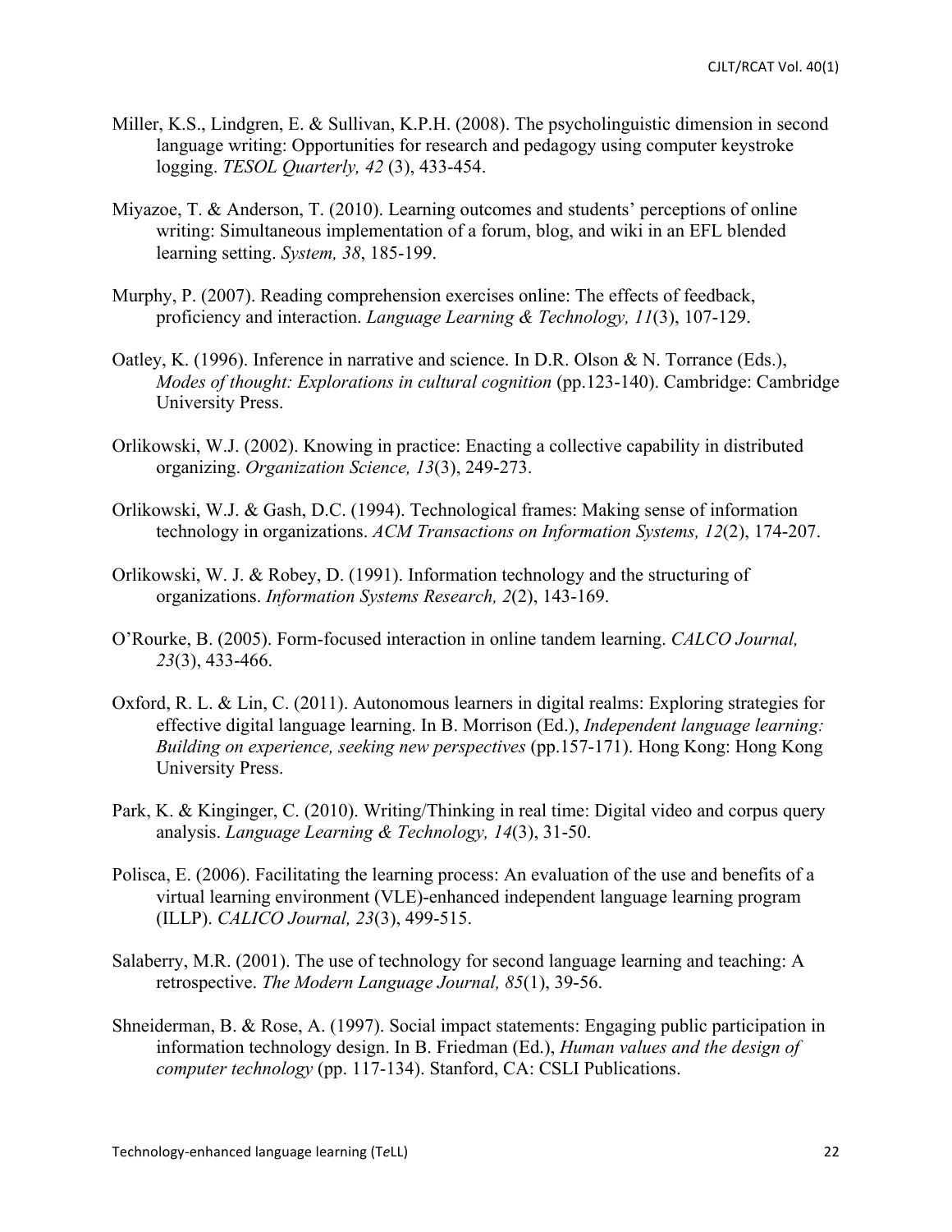Miller, K.S., Lindgren, E. & Sullivan, K.P.H. (2008). The psycholinguistic dimension in second language writing: Opportunities for research and pedagogy using computer keystroke logging. *TESOL Quarterly, 42* (3), 433-454.

Miyazoe, T. & Anderson, T. (2010). Learning outcomes and students' perceptions of online writing: Simultaneous implementation of a forum, blog, and wiki in an EFL blended learning setting. *System, 38*, 185-199.

Murphy, P. (2007). Reading comprehension exercises online: The effects of feedback, proficiency and interaction. *Language Learning & Technology, 11*(3), 107-129.

Oatley, K. (1996). Inference in narrative and science. In D.R. Olson & N. Torrance (Eds.), *Modes of thought: Explorations in cultural cognition* (pp.123-140). Cambridge: Cambridge University Press.

Orlikowski, W.J. (2002). Knowing in practice: Enacting a collective capability in distributed organizing. *Organization Science, 13*(3), 249-273.

Orlikowski, W.J. & Gash, D.C. (1994). Technological frames: Making sense of information technology in organizations. *ACM Transactions on Information Systems, 12*(2), 174-207.

Orlikowski, W. J. & Robey, D. (1991). Information technology and the structuring of organizations. *Information Systems Research, 2*(2), 143-169.

O'Rourke, B. (2005). Form-focused interaction in online tandem learning. *CALCO Journal, 23*(3), 433-466.

Oxford, R. L. & Lin, C. (2011). Autonomous learners in digital realms: Exploring strategies for effective digital language learning. In B. Morrison (Ed.), *Independent language learning: Building on experience, seeking new perspectives* (pp.157-171). Hong Kong: Hong Kong University Press.

Park, K. & Kinginger, C. (2010). Writing/Thinking in real time: Digital video and corpus query analysis. *Language Learning & Technology, 14*(3), 31-50.

Polisca, E. (2006). Facilitating the learning process: An evaluation of the use and benefits of a virtual learning environment (VLE)-enhanced independent language learning program (ILLP). *CALICO Journal, 23*(3), 499-515.

Salaberry, M.R. (2001). The use of technology for second language learning and teaching: A retrospective. *The Modern Language Journal, 85*(1), 39-56.

Shneiderman, B. & Rose, A. (1997). Social impact statements: Engaging public participation in information technology design. In B. Friedman (Ed.), *Human values and the design of computer technology* (pp. 117-134). Stanford, CA: CSLI Publications.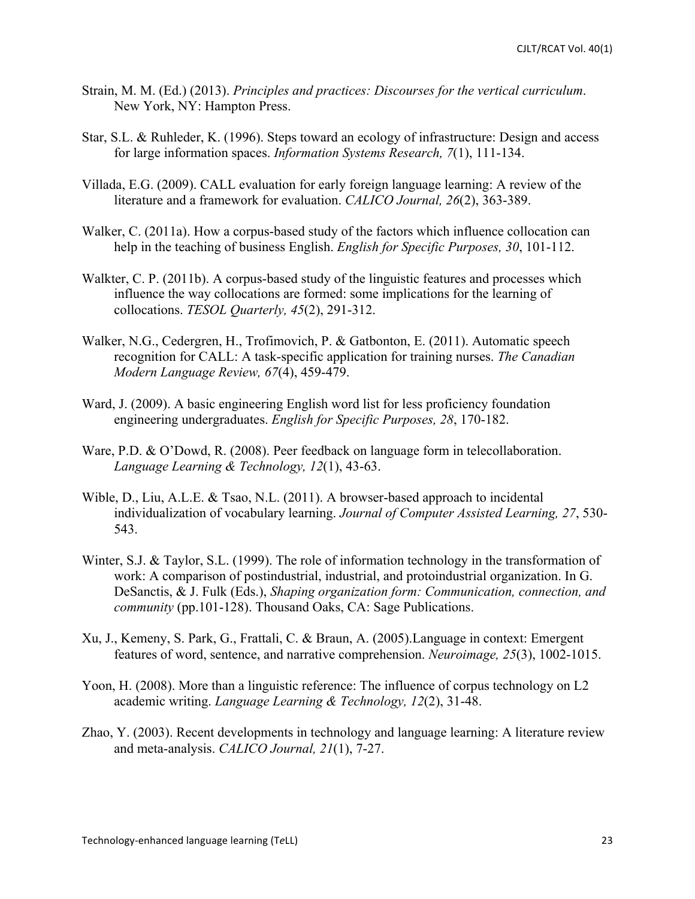Strain, M. M. (Ed.) (2013). *Principles and practices: Discourses for the vertical curriculum*. New York, NY: Hampton Press.

Star, S.L. & Ruhleder, K. (1996). Steps toward an ecology of infrastructure: Design and access for large information spaces. *Information Systems Research, 7*(1), 111-134.

Villada, E.G. (2009). CALL evaluation for early foreign language learning: A review of the literature and a framework for evaluation. *CALICO Journal, 26*(2), 363-389.

Walker, C. (2011a). How a corpus-based study of the factors which influence collocation can help in the teaching of business English. *English for Specific Purposes, 30*, 101-112.

Walkter, C. P. (2011b). A corpus-based study of the linguistic features and processes which influence the way collocations are formed: some implications for the learning of collocations. *TESOL Quarterly, 45*(2), 291-312.

Walker, N.G., Cedergren, H., Trofimovich, P. & Gatbonton, E. (2011). Automatic speech recognition for CALL: A task-specific application for training nurses. *The Canadian Modern Language Review, 67*(4), 459-479.

Ward, J. (2009). A basic engineering English word list for less proficiency foundation engineering undergraduates. *English for Specific Purposes, 28*, 170-182.

Ware, P.D. & O'Dowd, R. (2008). Peer feedback on language form in telecollaboration. *Language Learning & Technology, 12*(1), 43-63.

Wible, D., Liu, A.L.E. & Tsao, N.L. (2011). A browser-based approach to incidental individualization of vocabulary learning. *Journal of Computer Assisted Learning, 27*, 530-543.

Winter, S.J. & Taylor, S.L. (1999). The role of information technology in the transformation of work: A comparison of postindustrial, industrial, and protoindustrial organization. In G. DeSanctis, & J. Fulk (Eds.), *Shaping organization form: Communication, connection, and community* (pp.101-128). Thousand Oaks, CA: Sage Publications.

Xu, J., Kemeny, S. Park, G., Frattali, C. & Braun, A. (2005).Language in context: Emergent features of word, sentence, and narrative comprehension. *Neuroimage, 25*(3), 1002-1015.

Yoon, H. (2008). More than a linguistic reference: The influence of corpus technology on L2 academic writing. *Language Learning & Technology, 12*(2), 31-48.

Zhao, Y. (2003). Recent developments in technology and language learning: A literature review and meta-analysis. *CALICO Journal, 21*(1), 7-27.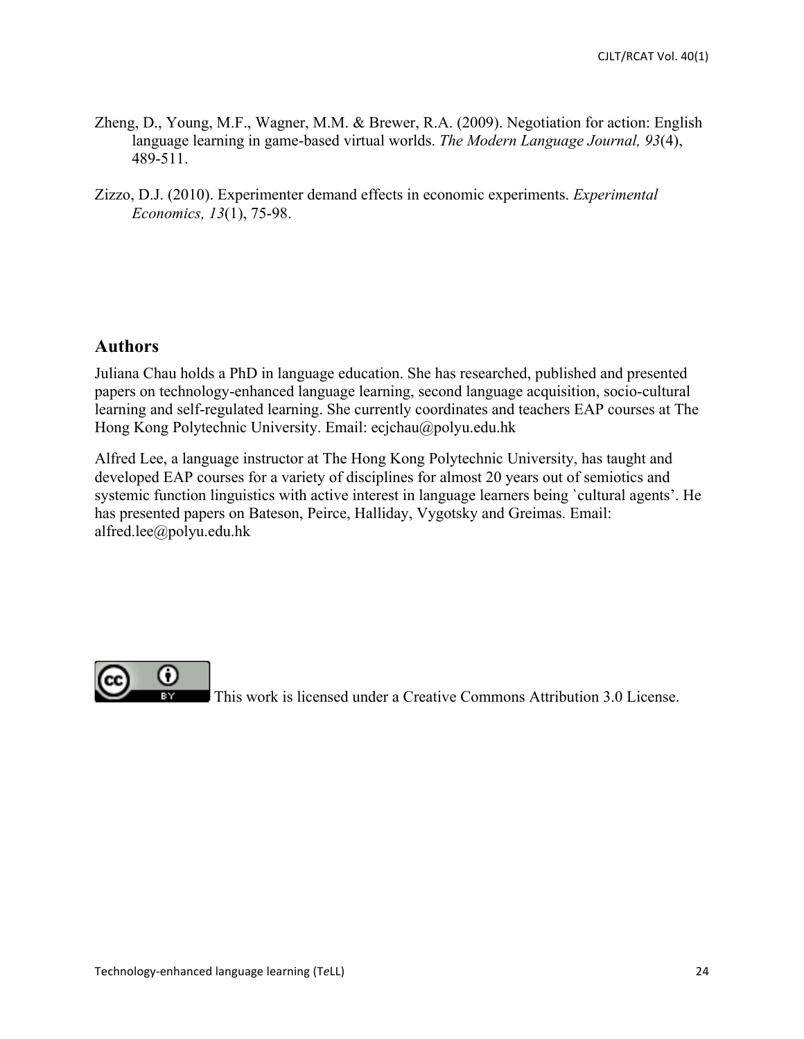Zheng, D., Young, M.F., Wagner, M.M. & Brewer, R.A. (2009). Negotiation for action: English language learning in game-based virtual worlds. *The Modern Language Journal, 93*(4), 489-511.

Zizzo, D.J. (2010). Experimenter demand effects in economic experiments. *Experimental Economics, 13*(1), 75-98.

## Authors

Juliana Chau holds a PhD in language education. She has researched, published and presented papers on technology-enhanced language learning, second language acquisition, socio-cultural learning and self-regulated learning. She currently coordinates and teachers EAP courses at The Hong Kong Polytechnic University. Email: ecjchau@polyu.edu.hk

Alfred Lee, a language instructor at The Hong Kong Polytechnic University, has taught and developed EAP courses for a variety of disciplines for almost 20 years out of semiotics and systemic function linguistics with active interest in language learners being `cultural agents'. He has presented papers on Bateson, Peirce, Halliday, Vygotsky and Greimas. Email: alfred.lee@polyu.edu.hk

This work is licensed under a Creative Commons Attribution 3.0 License.